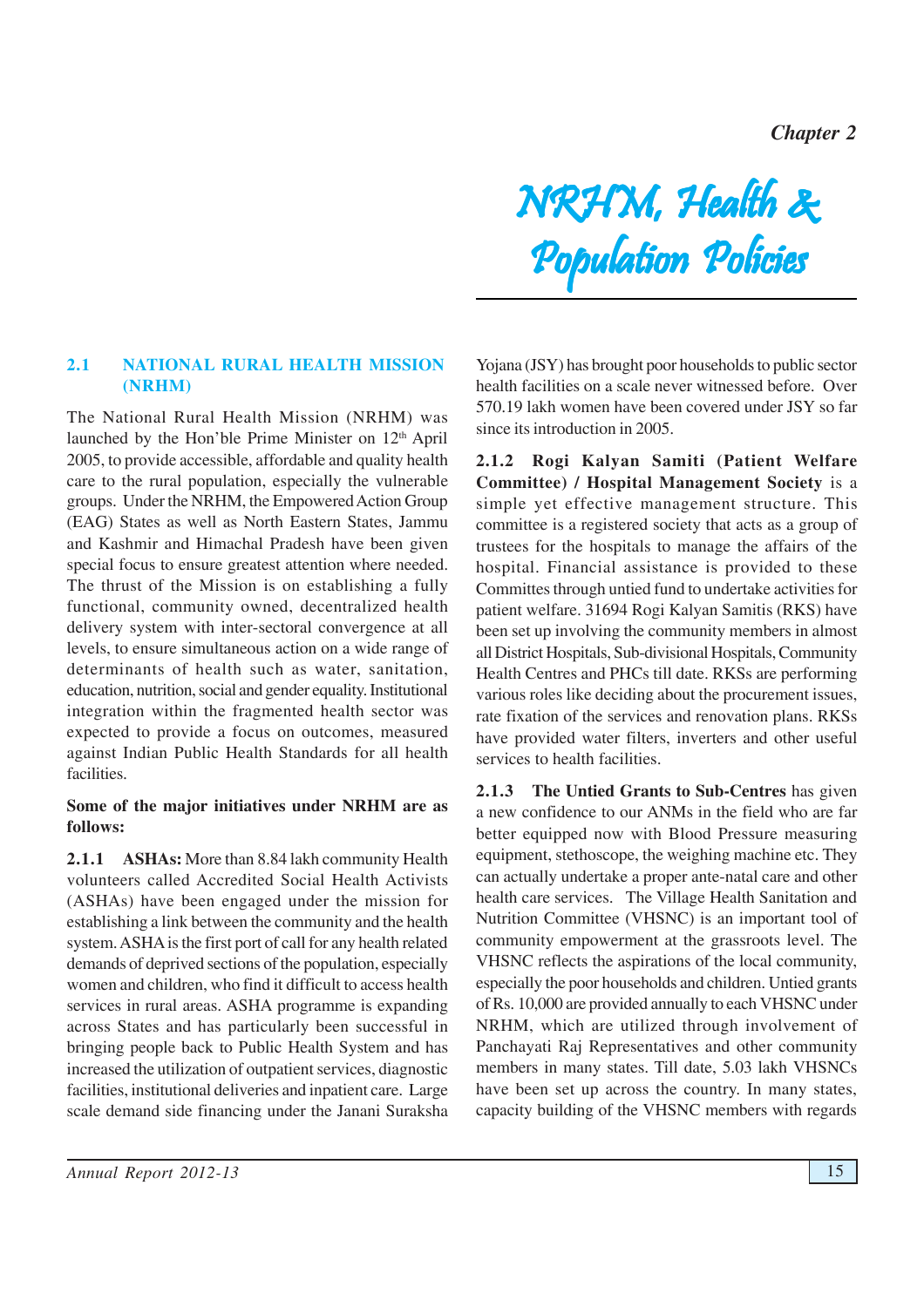Chapter 2

# NRHM, Health & Population Policies

## 2.1 NATIONAL RURAL HEALTH MISSION (NRHM)

The National Rural Health Mission (NRHM) was launched by the Hon'ble Prime Minister on 12th April 2005, to provide accessible, affordable and quality health care to the rural population, especially the vulnerable groups. Under the NRHM, the Empowered Action Group (EAG) States as well as North Eastern States, Jammu and Kashmir and Himachal Pradesh have been given special focus to ensure greatest attention where needed. The thrust of the Mission is on establishing a fully functional, community owned, decentralized health delivery system with inter-sectoral convergence at all levels, to ensure simultaneous action on a wide range of determinants of health such as water, sanitation, education, nutrition, social and gender equality. Institutional integration within the fragmented health sector was expected to provide a focus on outcomes, measured against Indian Public Health Standards for all health facilities.

**Some of the major initiatives under NRHM are as follows:**

**2.1.1 ASHAs:** More than 8.84 lakh community Health volunteers called Accredited Social Health Activists (ASHAs) have been engaged under the mission for establishing a link between the community and the health system. ASHA is the first port of call for any health related demands of deprived sections of the population, especially women and children, who find it difficult to access health services in rural areas. ASHA programme is expanding across States and has particularly been successful in bringing people back to Public Health System and has increased the utilization of outpatient services, diagnostic facilities, institutional deliveries and inpatient care. Large scale demand side financing under the Janani Suraksha Yojana (JSY) has brought poor households to public sector health facilities on a scale never witnessed before. Over 570.19 lakh women have been covered under JSY so far since its introduction in 2005.

**2.1.2 Rogi Kalyan Samiti (Patient Welfare Committee) / Hospital Management Society** is a simple yet effective management structure. This committee is a registered society that acts as a group of trustees for the hospitals to manage the affairs of the hospital. Financial assistance is provided to these Committes through untied fund to undertake activities for patient welfare. 31694 Rogi Kalyan Samitis (RKS) have been set up involving the community members in almost all District Hospitals, Sub-divisional Hospitals, Community Health Centres and PHCs till date. RKSs are performing various roles like deciding about the procurement issues, rate fixation of the services and renovation plans. RKSs have provided water filters, inverters and other useful services to health facilities.

**2.1.3 The Untied Grants to Sub-Centres** has given a new confidence to our ANMs in the field who are far better equipped now with Blood Pressure measuring equipment, stethoscope, the weighing machine etc. They can actually undertake a proper ante-natal care and other health care services. The Village Health Sanitation and Nutrition Committee (VHSNC) is an important tool of community empowerment at the grassroots level. The VHSNC reflects the aspirations of the local community, especially the poor households and children. Untied grants of Rs. 10,000 are provided annually to each VHSNC under NRHM, which are utilized through involvement of Panchayati Raj Representatives and other community members in many states. Till date, 5.03 lakh VHSNCs have been set up across the country. In many states, capacity building of the VHSNC members with regards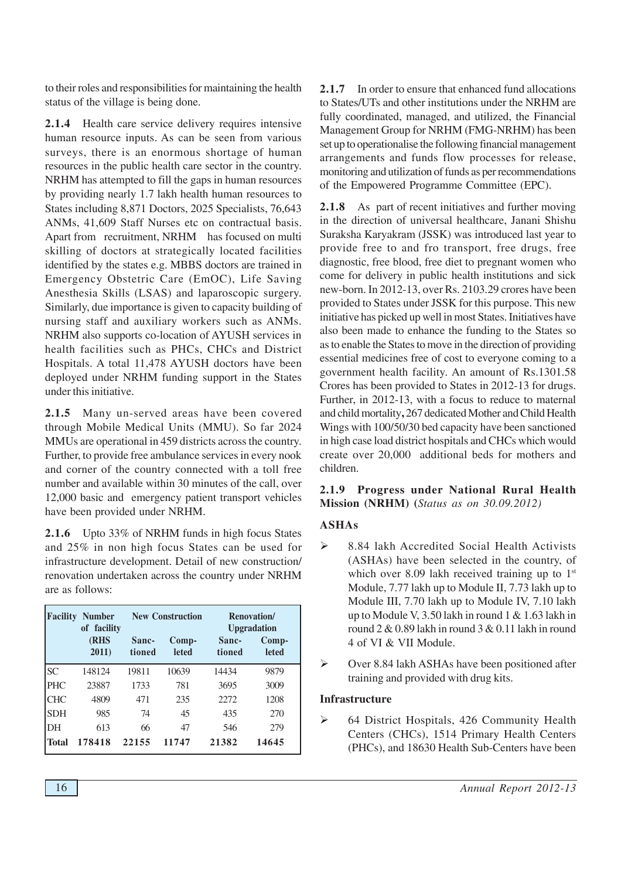to their roles and responsibilities for maintaining the health status of the village is being done.

**2.1.4** Health care service delivery requires intensive human resource inputs. As can be seen from various surveys, there is an enormous shortage of human resources in the public health care sector in the country. NRHM has attempted to fill the gaps in human resources by providing nearly 1.7 lakh health human resources to States including 8,871 Doctors, 2025 Specialists, 76,643 ANMs, 41,609 Staff Nurses etc on contractual basis. Apart from recruitment, NRHM has focused on multi skilling of doctors at strategically located facilities identified by the states e.g. MBBS doctors are trained in Emergency Obstetric Care (EmOC), Life Saving Anesthesia Skills (LSAS) and laparoscopic surgery. Similarly, due importance is given to capacity building of nursing staff and auxiliary workers such as ANMs. NRHM also supports co-location of AYUSH services in health facilities such as PHCs, CHCs and District Hospitals. A total 11,478 AYUSH doctors have been deployed under NRHM funding support in the States under this initiative.

**2.1.5** Many un-served areas have been covered through Mobile Medical Units (MMU). So far 2024 MMUs are operational in 459 districts across the country. Further, to provide free ambulance services in every nook and corner of the country connected with a toll free number and available within 30 minutes of the call, over 12,000 basic and emergency patient transport vehicles have been provided under NRHM.

**2.1.6** Upto 33% of NRHM funds in high focus States and 25% in non high focus States can be used for infrastructure development. Detail of new construction/ renovation undertaken across the country under NRHM are as follows:

| Facility | Number of facility (RHS 2011) | New Construction | | Renovation/ Upgradation | |
|---|---|---|---|---|---|
| | | Sanc-tioned | Comp-leted | Sanc-tioned | Comp-leted |
| SC | 148124 | 19811 | 10639 | 14434 | 9879 |
| PHC | 23887 | 1733 | 781 | 3695 | 3009 |
| CHC | 4809 | 471 | 235 | 2272 | 1208 |
| SDH | 985 | 74 | 45 | 435 | 270 |
| DH | 613 | 66 | 47 | 546 | 279 |
| **Total** | **178418** | **22155** | **11747** | **21382** | **14645** |

**2.1.7** In order to ensure that enhanced fund allocations to States/UTs and other institutions under the NRHM are fully coordinated, managed, and utilized, the Financial Management Group for NRHM (FMG-NRHM) has been set up to operationalise the following financial management arrangements and funds flow processes for release, monitoring and utilization of funds as per recommendations of the Empowered Programme Committee (EPC).

**2.1.8** As part of recent initiatives and further moving in the direction of universal healthcare, Janani Shishu Suraksha Karyakram (JSSK) was introduced last year to provide free to and fro transport, free drugs, free diagnostic, free blood, free diet to pregnant women who come for delivery in public health institutions and sick new-born. In 2012-13, over Rs. 2103.29 crores have been provided to States under JSSK for this purpose. This new initiative has picked up well in most States. Initiatives have also been made to enhance the funding to the States so as to enable the States to move in the direction of providing essential medicines free of cost to everyone coming to a government health facility. An amount of Rs.1301.58 Crores has been provided to States in 2012-13 for drugs. Further, in 2012-13, with a focus to reduce to maternal and child mortality**,** 267 dedicated Mother and Child Health Wings with 100/50/30 bed capacity have been sanctioned in high case load district hospitals and CHCs which would create over 20,000 additional beds for mothers and children.

**2.1.9 Progress under National Rural Health Mission (NRHM) (***Status as on 30.09.2012)*

**ASHAs**

- 8.84 lakh Accredited Social Health Activists (ASHAs) have been selected in the country, of which over 8.09 lakh received training up to 1st Module, 7.77 lakh up to Module II, 7.73 lakh up to Module III, 7.70 lakh up to Module IV, 7.10 lakh up to Module V, 3.50 lakh in round 1 & 1.63 lakh in round 2 & 0.89 lakh in round 3 & 0.11 lakh in round 4 of VI & VII Module.
- Over 8.84 lakh ASHAs have been positioned after training and provided with drug kits.

**Infrastructure**

- 64 District Hospitals, 426 Community Health Centers (CHCs), 1514 Primary Health Centers (PHCs), and 18630 Health Sub-Centers have been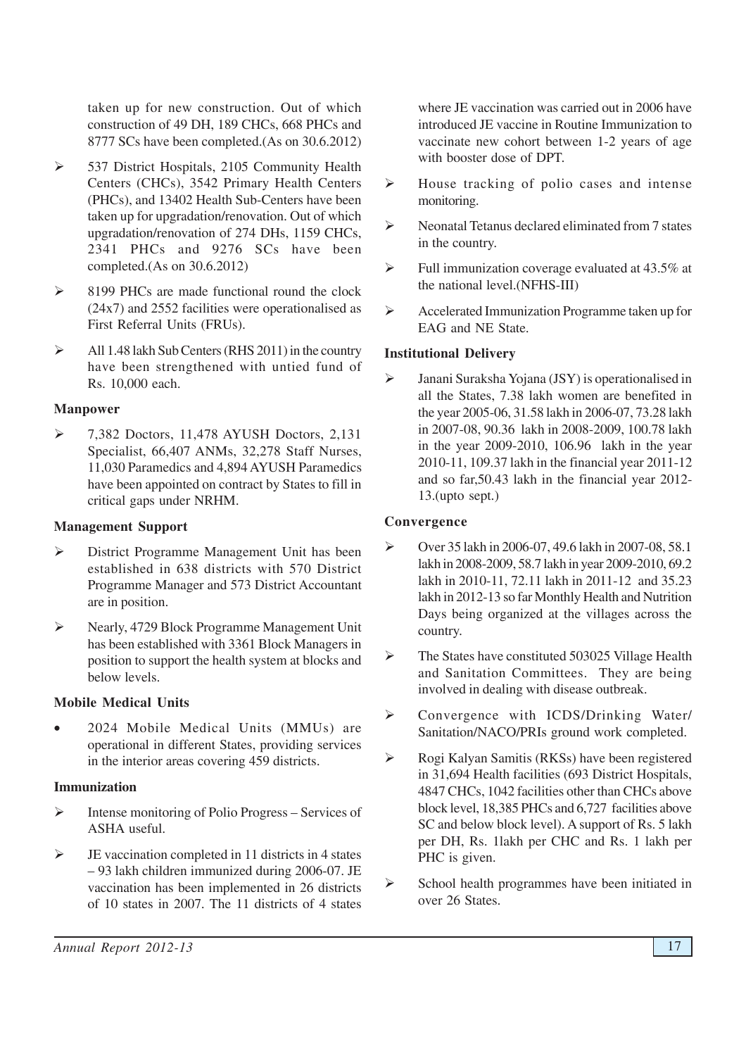taken up for new construction. Out of which construction of 49 DH, 189 CHCs, 668 PHCs and 8777 SCs have been completed.(As on 30.6.2012)

- 537 District Hospitals, 2105 Community Health Centers (CHCs), 3542 Primary Health Centers (PHCs), and 13402 Health Sub-Centers have been taken up for upgradation/renovation. Out of which upgradation/renovation of 274 DHs, 1159 CHCs, 2341 PHCs and 9276 SCs have been completed.(As on 30.6.2012)
- 8199 PHCs are made functional round the clock (24x7) and 2552 facilities were operationalised as First Referral Units (FRUs).
- All 1.48 lakh Sub Centers (RHS 2011) in the country have been strengthened with untied fund of Rs. 10,000 each.

**Manpower**

- 7,382 Doctors, 11,478 AYUSH Doctors, 2,131 Specialist, 66,407 ANMs, 32,278 Staff Nurses, 11,030 Paramedics and 4,894 AYUSH Paramedics have been appointed on contract by States to fill in critical gaps under NRHM.

**Management Support**

- District Programme Management Unit has been established in 638 districts with 570 District Programme Manager and 573 District Accountant are in position.
- Nearly, 4729 Block Programme Management Unit has been established with 3361 Block Managers in position to support the health system at blocks and below levels.

**Mobile Medical Units**

- 2024 Mobile Medical Units (MMUs) are operational in different States, providing services in the interior areas covering 459 districts.

**Immunization**

- Intense monitoring of Polio Progress – Services of ASHA useful.
- JE vaccination completed in 11 districts in 4 states – 93 lakh children immunized during 2006-07. JE vaccination has been implemented in 26 districts of 10 states in 2007. The 11 districts of 4 states where JE vaccination was carried out in 2006 have introduced JE vaccine in Routine Immunization to vaccinate new cohort between 1-2 years of age with booster dose of DPT.
- House tracking of polio cases and intense monitoring.
- Neonatal Tetanus declared eliminated from 7 states in the country.
- Full immunization coverage evaluated at 43.5% at the national level.(NFHS-III)
- Accelerated Immunization Programme taken up for EAG and NE State.

**Institutional Delivery**

- Janani Suraksha Yojana (JSY) is operationalised in all the States, 7.38 lakh women are benefited in the year 2005-06, 31.58 lakh in 2006-07, 73.28 lakh in 2007-08, 90.36 lakh in 2008-2009, 100.78 lakh in the year 2009-2010, 106.96 lakh in the year 2010-11, 109.37 lakh in the financial year 2011-12 and so far,50.43 lakh in the financial year 2012-13.(upto sept.)

**Convergence**

- Over 35 lakh in 2006-07, 49.6 lakh in 2007-08, 58.1 lakh in 2008-2009, 58.7 lakh in year 2009-2010, 69.2 lakh in 2010-11, 72.11 lakh in 2011-12 and 35.23 lakh in 2012-13 so far Monthly Health and Nutrition Days being organized at the villages across the country.
- The States have constituted 503025 Village Health and Sanitation Committees. They are being involved in dealing with disease outbreak.
- Convergence with ICDS/Drinking Water/ Sanitation/NACO/PRIs ground work completed.
- Rogi Kalyan Samitis (RKSs) have been registered in 31,694 Health facilities (693 District Hospitals, 4847 CHCs, 1042 facilities other than CHCs above block level, 18,385 PHCs and 6,727 facilities above SC and below block level). A support of Rs. 5 lakh per DH, Rs. 1lakh per CHC and Rs. 1 lakh per PHC is given.
- School health programmes have been initiated in over 26 States.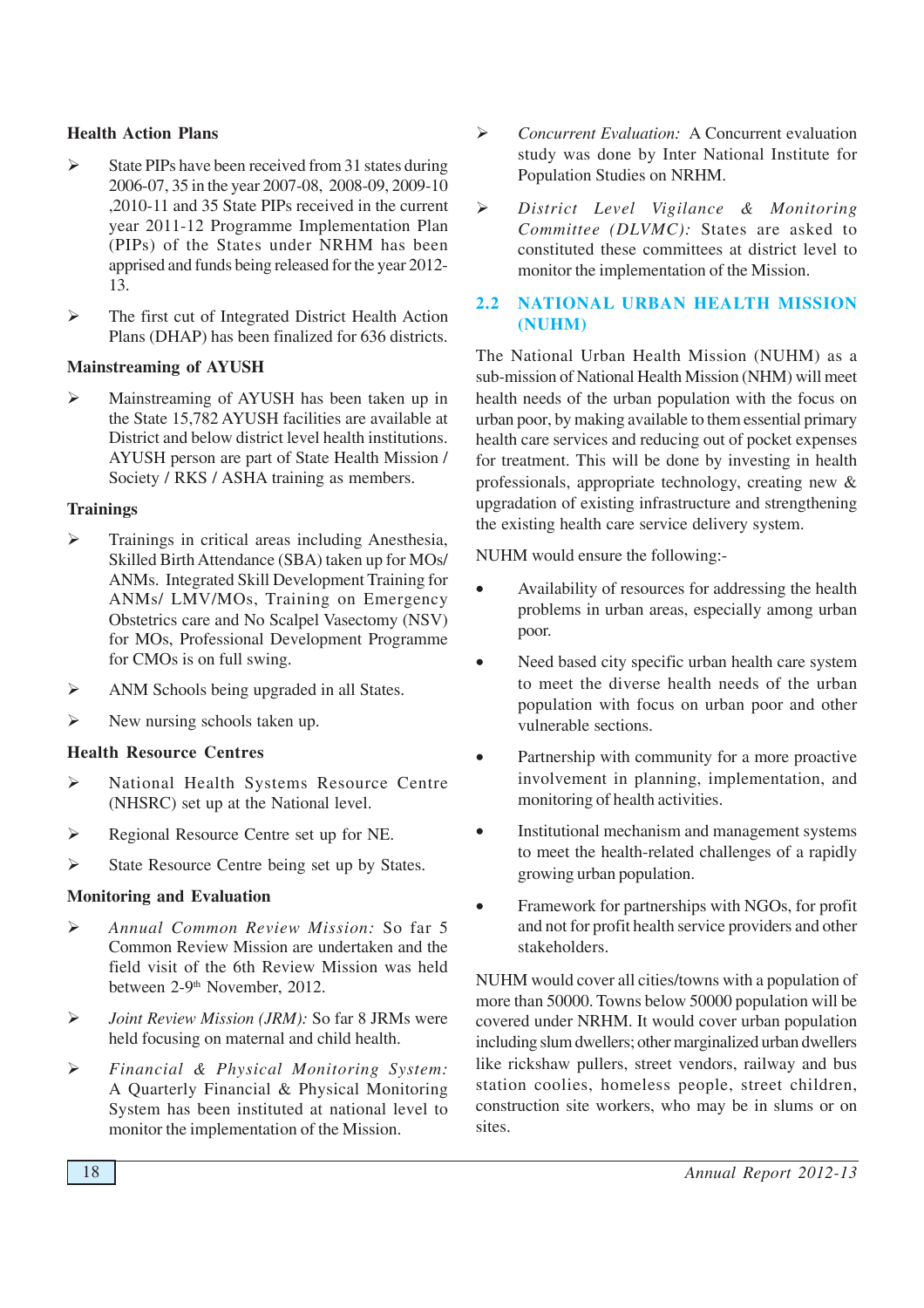### Health Action Plans

- State PIPs have been received from 31 states during 2006-07, 35 in the year 2007-08, 2008-09, 2009-10 ,2010-11 and 35 State PIPs received in the current year 2011-12 Programme Implementation Plan (PIPs) of the States under NRHM has been apprised and funds being released for the year 2012-13.
- The first cut of Integrated District Health Action Plans (DHAP) has been finalized for 636 districts.

### Mainstreaming of AYUSH

- Mainstreaming of AYUSH has been taken up in the State 15,782 AYUSH facilities are available at District and below district level health institutions. AYUSH person are part of State Health Mission / Society / RKS / ASHA training as members.

### Trainings

- Trainings in critical areas including Anesthesia, Skilled Birth Attendance (SBA) taken up for MOs/ ANMs. Integrated Skill Development Training for ANMs/ LMV/MOs, Training on Emergency Obstetrics care and No Scalpel Vasectomy (NSV) for MOs, Professional Development Programme for CMOs is on full swing.
- ANM Schools being upgraded in all States.
- New nursing schools taken up.

### Health Resource Centres

- National Health Systems Resource Centre (NHSRC) set up at the National level.
- Regional Resource Centre set up for NE.
- State Resource Centre being set up by States.

### Monitoring and Evaluation

- *Annual Common Review Mission:* So far 5 Common Review Mission are undertaken and the field visit of the 6th Review Mission was held between 2-9th November, 2012.
- *Joint Review Mission (JRM):* So far 8 JRMs were held focusing on maternal and child health.
- *Financial & Physical Monitoring System:* A Quarterly Financial & Physical Monitoring System has been instituted at national level to monitor the implementation of the Mission.
- *Concurrent Evaluation:* A Concurrent evaluation study was done by Inter National Institute for Population Studies on NRHM.
- *District Level Vigilance & Monitoring Committee (DLVMC):* States are asked to constituted these committees at district level to monitor the implementation of the Mission.

## 2.2 NATIONAL URBAN HEALTH MISSION (NUHM)

The National Urban Health Mission (NUHM) as a sub-mission of National Health Mission (NHM) will meet health needs of the urban population with the focus on urban poor, by making available to them essential primary health care services and reducing out of pocket expenses for treatment. This will be done by investing in health professionals, appropriate technology, creating new & upgradation of existing infrastructure and strengthening the existing health care service delivery system.

NUHM would ensure the following:-

- Availability of resources for addressing the health problems in urban areas, especially among urban poor.
- Need based city specific urban health care system to meet the diverse health needs of the urban population with focus on urban poor and other vulnerable sections.
- Partnership with community for a more proactive involvement in planning, implementation, and monitoring of health activities.
- Institutional mechanism and management systems to meet the health-related challenges of a rapidly growing urban population.
- Framework for partnerships with NGOs, for profit and not for profit health service providers and other stakeholders.

NUHM would cover all cities/towns with a population of more than 50000. Towns below 50000 population will be covered under NRHM. It would cover urban population including slum dwellers; other marginalized urban dwellers like rickshaw pullers, street vendors, railway and bus station coolies, homeless people, street children, construction site workers, who may be in slums or on sites.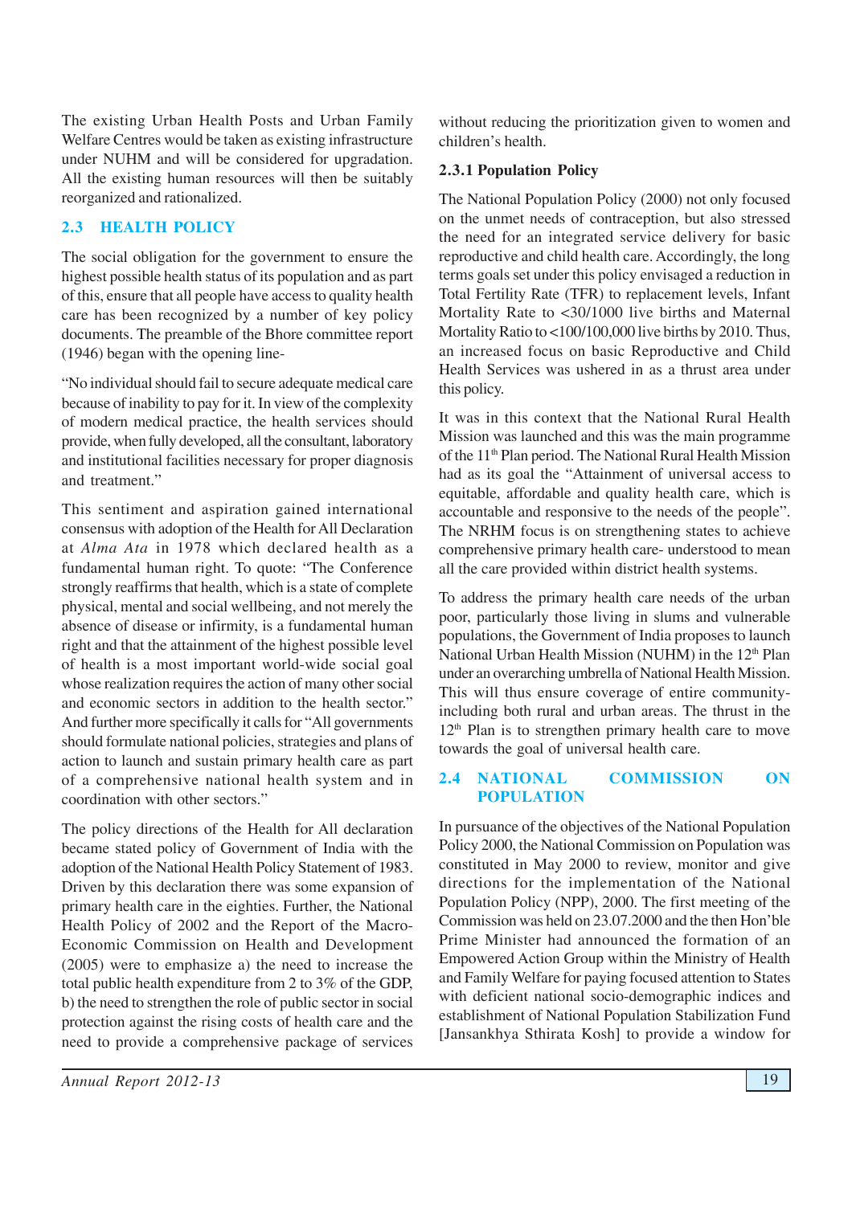The existing Urban Health Posts and Urban Family Welfare Centres would be taken as existing infrastructure under NUHM and will be considered for upgradation. All the existing human resources will then be suitably reorganized and rationalized.

## 2.3 HEALTH POLICY

The social obligation for the government to ensure the highest possible health status of its population and as part of this, ensure that all people have access to quality health care has been recognized by a number of key policy documents. The preamble of the Bhore committee report (1946) began with the opening line-

"No individual should fail to secure adequate medical care because of inability to pay for it. In view of the complexity of modern medical practice, the health services should provide, when fully developed, all the consultant, laboratory and institutional facilities necessary for proper diagnosis and treatment."

This sentiment and aspiration gained international consensus with adoption of the Health for All Declaration at *Alma Ata* in 1978 which declared health as a fundamental human right. To quote: "The Conference strongly reaffirms that health, which is a state of complete physical, mental and social wellbeing, and not merely the absence of disease or infirmity, is a fundamental human right and that the attainment of the highest possible level of health is a most important world-wide social goal whose realization requires the action of many other social and economic sectors in addition to the health sector." And further more specifically it calls for "All governments should formulate national policies, strategies and plans of action to launch and sustain primary health care as part of a comprehensive national health system and in coordination with other sectors."

The policy directions of the Health for All declaration became stated policy of Government of India with the adoption of the National Health Policy Statement of 1983. Driven by this declaration there was some expansion of primary health care in the eighties. Further, the National Health Policy of 2002 and the Report of the Macro-Economic Commission on Health and Development (2005) were to emphasize a) the need to increase the total public health expenditure from 2 to 3% of the GDP, b) the need to strengthen the role of public sector in social protection against the rising costs of health care and the need to provide a comprehensive package of services without reducing the prioritization given to women and children's health.

### 2.3.1 Population Policy

The National Population Policy (2000) not only focused on the unmet needs of contraception, but also stressed the need for an integrated service delivery for basic reproductive and child health care. Accordingly, the long terms goals set under this policy envisaged a reduction in Total Fertility Rate (TFR) to replacement levels, Infant Mortality Rate to <30/1000 live births and Maternal Mortality Ratio to <100/100,000 live births by 2010. Thus, an increased focus on basic Reproductive and Child Health Services was ushered in as a thrust area under this policy.

It was in this context that the National Rural Health Mission was launched and this was the main programme of the 11th Plan period. The National Rural Health Mission had as its goal the "Attainment of universal access to equitable, affordable and quality health care, which is accountable and responsive to the needs of the people". The NRHM focus is on strengthening states to achieve comprehensive primary health care- understood to mean all the care provided within district health systems.

To address the primary health care needs of the urban poor, particularly those living in slums and vulnerable populations, the Government of India proposes to launch National Urban Health Mission (NUHM) in the 12th Plan under an overarching umbrella of National Health Mission. This will thus ensure coverage of entire community- including both rural and urban areas. The thrust in the 12th Plan is to strengthen primary health care to move towards the goal of universal health care.

## 2.4 NATIONAL COMMISSION ON POPULATION

In pursuance of the objectives of the National Population Policy 2000, the National Commission on Population was constituted in May 2000 to review, monitor and give directions for the implementation of the National Population Policy (NPP), 2000. The first meeting of the Commission was held on 23.07.2000 and the then Hon'ble Prime Minister had announced the formation of an Empowered Action Group within the Ministry of Health and Family Welfare for paying focused attention to States with deficient national socio-demographic indices and establishment of National Population Stabilization Fund [Jansankhya Sthirata Kosh] to provide a window for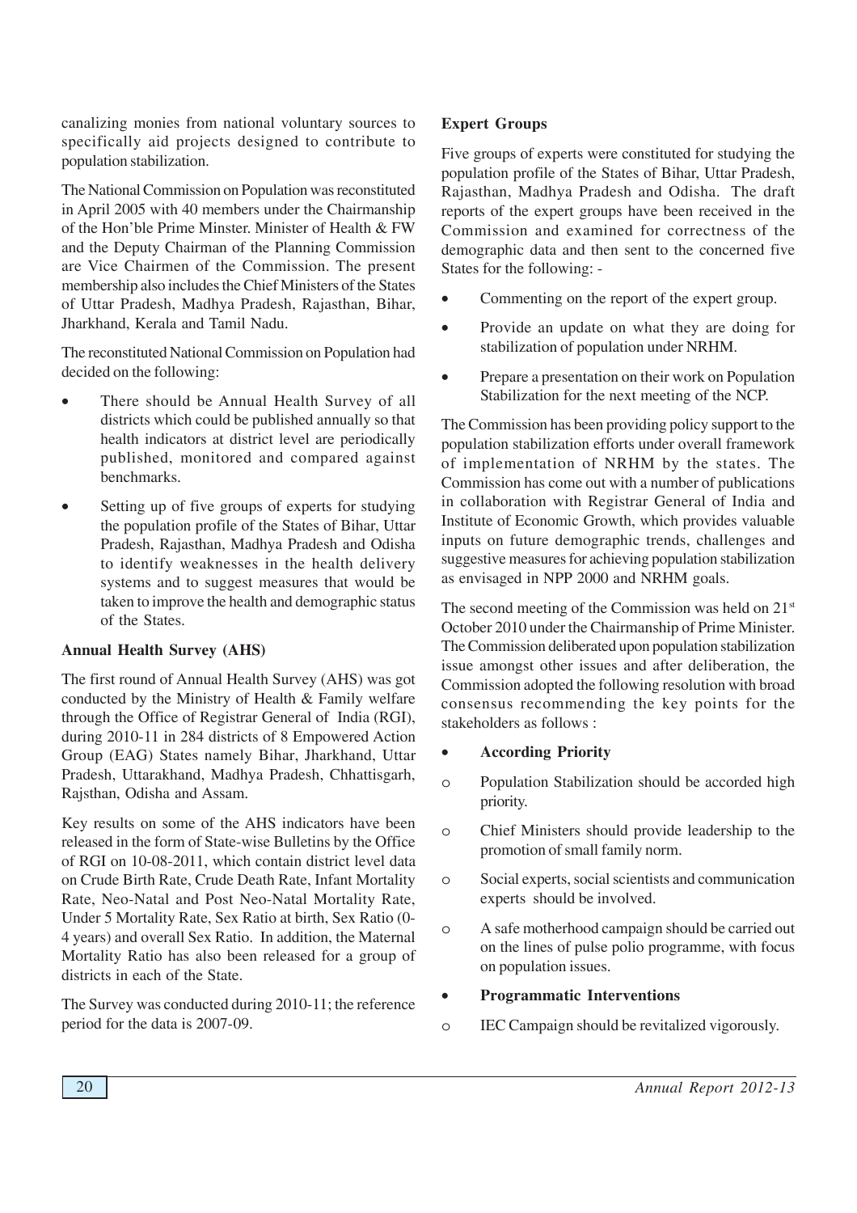canalizing monies from national voluntary sources to specifically aid projects designed to contribute to population stabilization.

The National Commission on Population was reconstituted in April 2005 with 40 members under the Chairmanship of the Hon'ble Prime Minster. Minister of Health & FW and the Deputy Chairman of the Planning Commission are Vice Chairmen of the Commission. The present membership also includes the Chief Ministers of the States of Uttar Pradesh, Madhya Pradesh, Rajasthan, Bihar, Jharkhand, Kerala and Tamil Nadu.

The reconstituted National Commission on Population had decided on the following:

- There should be Annual Health Survey of all districts which could be published annually so that health indicators at district level are periodically published, monitored and compared against benchmarks.
- Setting up of five groups of experts for studying the population profile of the States of Bihar, Uttar Pradesh, Rajasthan, Madhya Pradesh and Odisha to identify weaknesses in the health delivery systems and to suggest measures that would be taken to improve the health and demographic status of the States.

**Annual Health Survey (AHS)**

The first round of Annual Health Survey (AHS) was got conducted by the Ministry of Health & Family welfare through the Office of Registrar General of India (RGI), during 2010-11 in 284 districts of 8 Empowered Action Group (EAG) States namely Bihar, Jharkhand, Uttar Pradesh, Uttarakhand, Madhya Pradesh, Chhattisgarh, Rajsthan, Odisha and Assam.

Key results on some of the AHS indicators have been released in the form of State-wise Bulletins by the Office of RGI on 10-08-2011, which contain district level data on Crude Birth Rate, Crude Death Rate, Infant Mortality Rate, Neo-Natal and Post Neo-Natal Mortality Rate, Under 5 Mortality Rate, Sex Ratio at birth, Sex Ratio (0-4 years) and overall Sex Ratio. In addition, the Maternal Mortality Ratio has also been released for a group of districts in each of the State.

The Survey was conducted during 2010-11; the reference period for the data is 2007-09.

**Expert Groups**

Five groups of experts were constituted for studying the population profile of the States of Bihar, Uttar Pradesh, Rajasthan, Madhya Pradesh and Odisha. The draft reports of the expert groups have been received in the Commission and examined for correctness of the demographic data and then sent to the concerned five States for the following: -

- Commenting on the report of the expert group.
- Provide an update on what they are doing for stabilization of population under NRHM.
- Prepare a presentation on their work on Population Stabilization for the next meeting of the NCP.

The Commission has been providing policy support to the population stabilization efforts under overall framework of implementation of NRHM by the states. The Commission has come out with a number of publications in collaboration with Registrar General of India and Institute of Economic Growth, which provides valuable inputs on future demographic trends, challenges and suggestive measures for achieving population stabilization as envisaged in NPP 2000 and NRHM goals.

The second meeting of the Commission was held on 21st October 2010 under the Chairmanship of Prime Minister. The Commission deliberated upon population stabilization issue amongst other issues and after deliberation, the Commission adopted the following resolution with broad consensus recommending the key points for the stakeholders as follows :

- **According Priority**
  - Population Stabilization should be accorded high priority.
  - Chief Ministers should provide leadership to the promotion of small family norm.
  - Social experts, social scientists and communication experts should be involved.
  - A safe motherhood campaign should be carried out on the lines of pulse polio programme, with focus on population issues.
- **Programmatic Interventions**
  - IEC Campaign should be revitalized vigorously.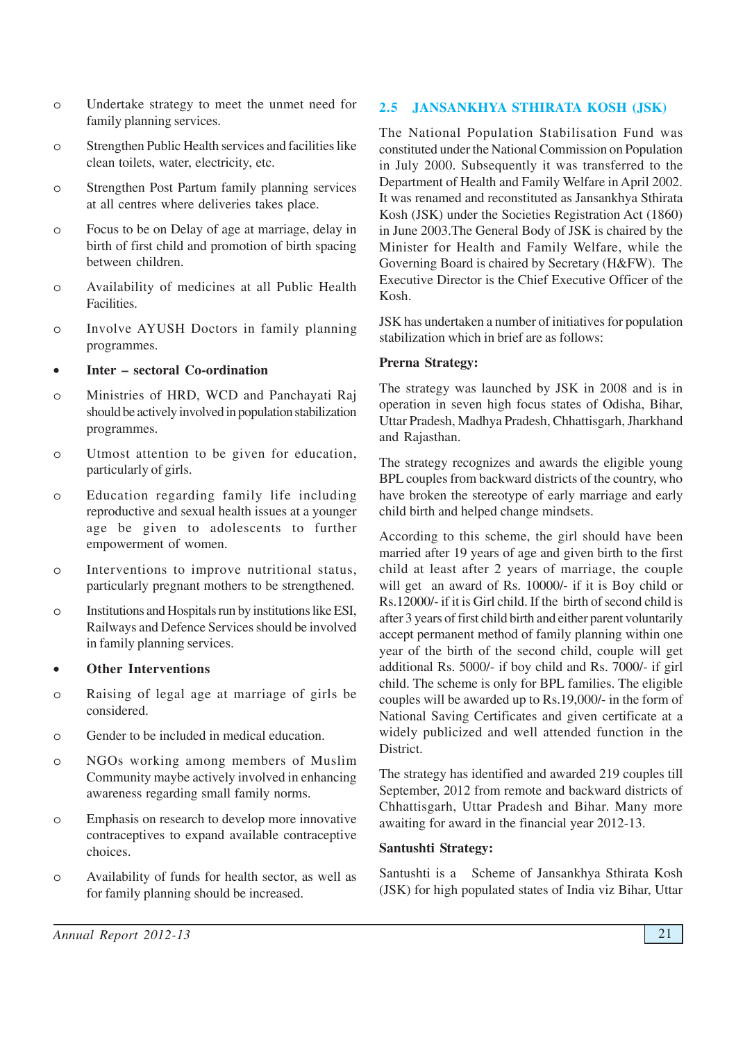- Undertake strategy to meet the unmet need for family planning services.
- Strengthen Public Health services and facilities like clean toilets, water, electricity, etc.
- Strengthen Post Partum family planning services at all centres where deliveries takes place.
- Focus to be on Delay of age at marriage, delay in birth of first child and promotion of birth spacing between children.
- Availability of medicines at all Public Health Facilities.
- Involve AYUSH Doctors in family planning programmes.

- **Inter – sectoral Co-ordination**

  - Ministries of HRD, WCD and Panchayati Raj should be actively involved in population stabilization programmes.
  - Utmost attention to be given for education, particularly of girls.
  - Education regarding family life including reproductive and sexual health issues at a younger age be given to adolescents to further empowerment of women.
  - Interventions to improve nutritional status, particularly pregnant mothers to be strengthened.
  - Institutions and Hospitals run by institutions like ESI, Railways and Defence Services should be involved in family planning services.

- **Other Interventions**

  - Raising of legal age at marriage of girls be considered.
  - Gender to be included in medical education.
  - NGOs working among members of Muslim Community maybe actively involved in enhancing awareness regarding small family norms.
  - Emphasis on research to develop more innovative contraceptives to expand available contraceptive choices.
  - Availability of funds for health sector, as well as for family planning should be increased.

## 2.5 JANSANKHYA STHIRATA KOSH (JSK)

The National Population Stabilisation Fund was constituted under the National Commission on Population in July 2000. Subsequently it was transferred to the Department of Health and Family Welfare in April 2002. It was renamed and reconstituted as Jansankhya Sthirata Kosh (JSK) under the Societies Registration Act (1860) in June 2003.The General Body of JSK is chaired by the Minister for Health and Family Welfare, while the Governing Board is chaired by Secretary (H&FW). The Executive Director is the Chief Executive Officer of the Kosh.

JSK has undertaken a number of initiatives for population stabilization which in brief are as follows:

**Prerna Strategy:**

The strategy was launched by JSK in 2008 and is in operation in seven high focus states of Odisha, Bihar, Uttar Pradesh, Madhya Pradesh, Chhattisgarh, Jharkhand and Rajasthan.

The strategy recognizes and awards the eligible young BPL couples from backward districts of the country, who have broken the stereotype of early marriage and early child birth and helped change mindsets.

According to this scheme, the girl should have been married after 19 years of age and given birth to the first child at least after 2 years of marriage, the couple will get an award of Rs. 10000/- if it is Boy child or Rs.12000/- if it is Girl child. If the birth of second child is after 3 years of first child birth and either parent voluntarily accept permanent method of family planning within one year of the birth of the second child, couple will get additional Rs. 5000/- if boy child and Rs. 7000/- if girl child. The scheme is only for BPL families. The eligible couples will be awarded up to Rs.19,000/- in the form of National Saving Certificates and given certificate at a widely publicized and well attended function in the District.

The strategy has identified and awarded 219 couples till September, 2012 from remote and backward districts of Chhattisgarh, Uttar Pradesh and Bihar. Many more awaiting for award in the financial year 2012-13.

**Santushti Strategy:**

Santushti is a Scheme of Jansankhya Sthirata Kosh (JSK) for high populated states of India viz Bihar, Uttar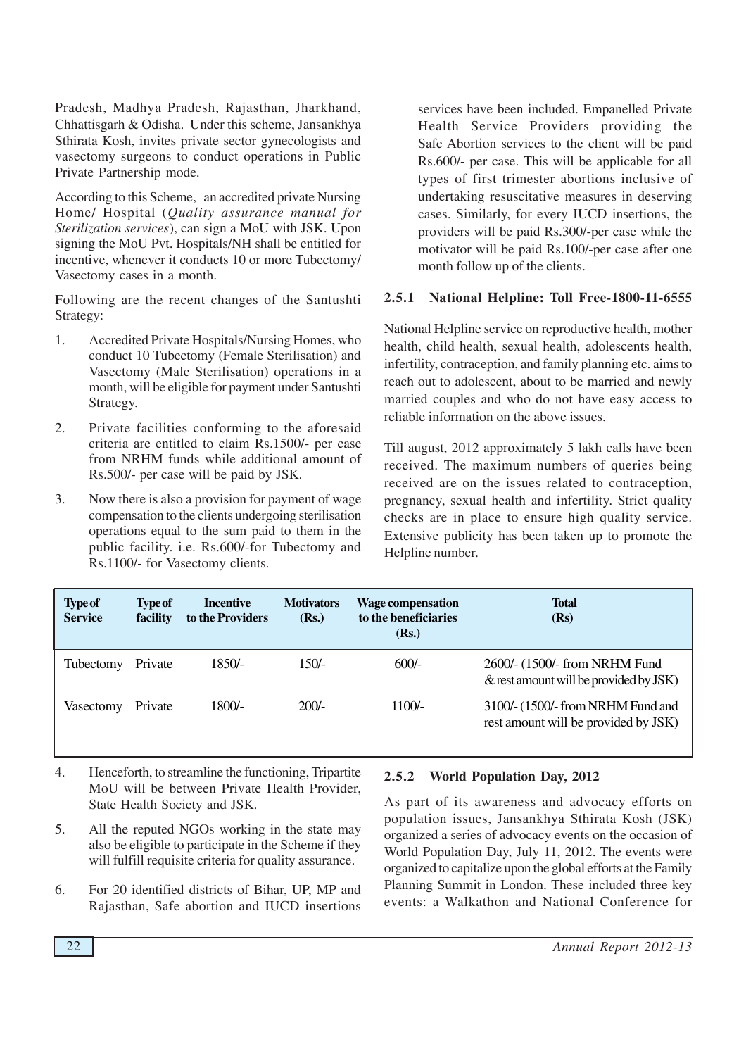Pradesh, Madhya Pradesh, Rajasthan, Jharkhand, Chhattisgarh & Odisha. Under this scheme, Jansankhya Sthirata Kosh, invites private sector gynecologists and vasectomy surgeons to conduct operations in Public Private Partnership mode.

According to this Scheme, an accredited private Nursing Home/ Hospital (*Quality assurance manual for Sterilization services*), can sign a MoU with JSK. Upon signing the MoU Pvt. Hospitals/NH shall be entitled for incentive, whenever it conducts 10 or more Tubectomy/ Vasectomy cases in a month.

Following are the recent changes of the Santushti Strategy:

1. Accredited Private Hospitals/Nursing Homes, who conduct 10 Tubectomy (Female Sterilisation) and Vasectomy (Male Sterilisation) operations in a month, will be eligible for payment under Santushti Strategy.
2. Private facilities conforming to the aforesaid criteria are entitled to claim Rs.1500/- per case from NRHM funds while additional amount of Rs.500/- per case will be paid by JSK.
3. Now there is also a provision for payment of wage compensation to the clients undergoing sterilisation operations equal to the sum paid to them in the public facility. i.e. Rs.600/-for Tubectomy and Rs.1100/- for Vasectomy clients.

| Type of Service | Type of facility | Incentive to the Providers | Motivators (Rs.) | Wage compensation to the beneficiaries (Rs.) | Total (Rs) |
|---|---|---|---|---|---|
| Tubectomy | Private | 1850/- | 150/- | 600/- | 2600/- (1500/- from NRHM Fund & rest amount will be provided by JSK) |
| Vasectomy | Private | 1800/- | 200/- | 1100/- | 3100/- (1500/- from NRHM Fund and rest amount will be provided by JSK) |

4. Henceforth, to streamline the functioning, Tripartite MoU will be between Private Health Provider, State Health Society and JSK.
5. All the reputed NGOs working in the state may also be eligible to participate in the Scheme if they will fulfill requisite criteria for quality assurance.
6. For 20 identified districts of Bihar, UP, MP and Rajasthan, Safe abortion and IUCD insertions services have been included. Empanelled Private Health Service Providers providing the Safe Abortion services to the client will be paid Rs.600/- per case. This will be applicable for all types of first trimester abortions inclusive of undertaking resuscitative measures in deserving cases. Similarly, for every IUCD insertions, the providers will be paid Rs.300/-per case while the motivator will be paid Rs.100/-per case after one month follow up of the clients.

### 2.5.1 National Helpline: Toll Free-1800-11-6555

National Helpline service on reproductive health, mother health, child health, sexual health, adolescents health, infertility, contraception, and family planning etc. aims to reach out to adolescent, about to be married and newly married couples and who do not have easy access to reliable information on the above issues.

Till august, 2012 approximately 5 lakh calls have been received. The maximum numbers of queries being received are on the issues related to contraception, pregnancy, sexual health and infertility. Strict quality checks are in place to ensure high quality service. Extensive publicity has been taken up to promote the Helpline number.

### 2.5.2 World Population Day, 2012

As part of its awareness and advocacy efforts on population issues, Jansankhya Sthirata Kosh (JSK) organized a series of advocacy events on the occasion of World Population Day, July 11, 2012. The events were organized to capitalize upon the global efforts at the Family Planning Summit in London. These included three key events: a Walkathon and National Conference for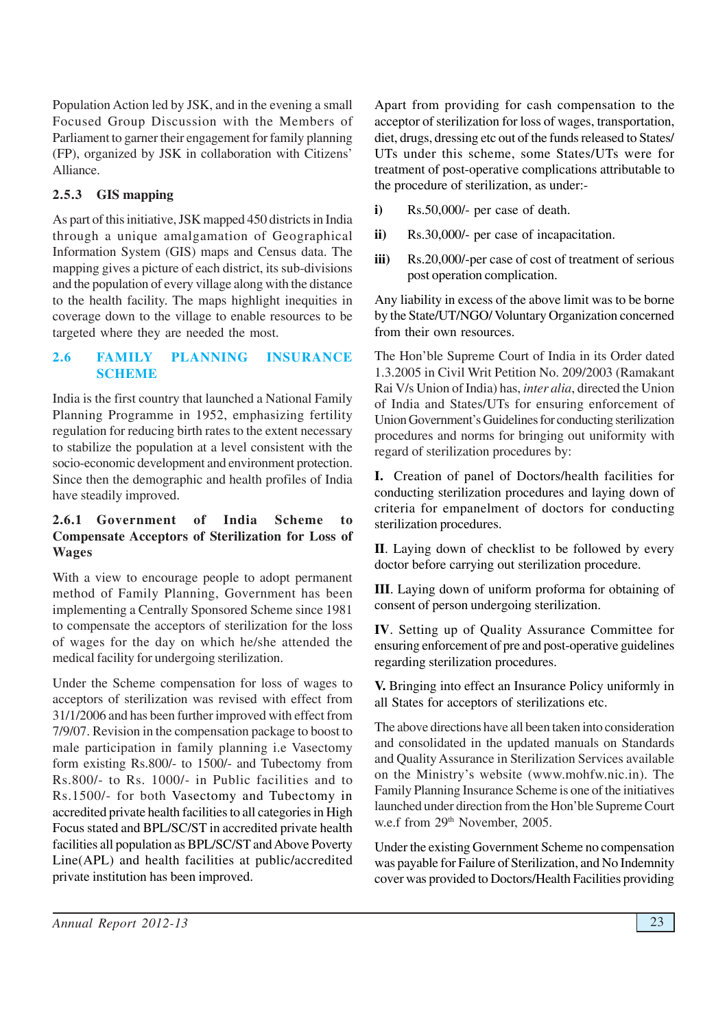Population Action led by JSK, and in the evening a small Focused Group Discussion with the Members of Parliament to garner their engagement for family planning (FP), organized by JSK in collaboration with Citizens' Alliance.

### 2.5.3 GIS mapping

As part of this initiative, JSK mapped 450 districts in India through a unique amalgamation of Geographical Information System (GIS) maps and Census data. The mapping gives a picture of each district, its sub-divisions and the population of every village along with the distance to the health facility. The maps highlight inequities in coverage down to the village to enable resources to be targeted where they are needed the most.

## 2.6 FAMILY PLANNING INSURANCE SCHEME

India is the first country that launched a National Family Planning Programme in 1952, emphasizing fertility regulation for reducing birth rates to the extent necessary to stabilize the population at a level consistent with the socio-economic development and environment protection. Since then the demographic and health profiles of India have steadily improved.

### 2.6.1 Government of India Scheme to Compensate Acceptors of Sterilization for Loss of Wages

With a view to encourage people to adopt permanent method of Family Planning, Government has been implementing a Centrally Sponsored Scheme since 1981 to compensate the acceptors of sterilization for the loss of wages for the day on which he/she attended the medical facility for undergoing sterilization.

Under the Scheme compensation for loss of wages to acceptors of sterilization was revised with effect from 31/1/2006 and has been further improved with effect from 7/9/07. Revision in the compensation package to boost to male participation in family planning i.e Vasectomy form existing Rs.800/- to 1500/- and Tubectomy from Rs.800/- to Rs. 1000/- in Public facilities and to Rs.1500/- for both Vasectomy and Tubectomy in accredited private health facilities to all categories in High Focus stated and BPL/SC/ST in accredited private health facilities all population as BPL/SC/ST and Above Poverty Line(APL) and health facilities at public/accredited private institution has been improved.

Apart from providing for cash compensation to the acceptor of sterilization for loss of wages, transportation, diet, drugs, dressing etc out of the funds released to States/ UTs under this scheme, some States/UTs were for treatment of post-operative complications attributable to the procedure of sterilization, as under:-

**i)** Rs.50,000/- per case of death.

**ii)** Rs.30,000/- per case of incapacitation.

**iii)** Rs.20,000/-per case of cost of treatment of serious post operation complication.

Any liability in excess of the above limit was to be borne by the State/UT/NGO/ Voluntary Organization concerned from their own resources.

The Hon'ble Supreme Court of India in its Order dated 1.3.2005 in Civil Writ Petition No. 209/2003 (Ramakant Rai V/s Union of India) has, *inter alia*, directed the Union of India and States/UTs for ensuring enforcement of Union Government's Guidelines for conducting sterilization procedures and norms for bringing out uniformity with regard of sterilization procedures by:

**I.** Creation of panel of Doctors/health facilities for conducting sterilization procedures and laying down of criteria for empanelment of doctors for conducting sterilization procedures.

**II**. Laying down of checklist to be followed by every doctor before carrying out sterilization procedure.

**III**. Laying down of uniform proforma for obtaining of consent of person undergoing sterilization.

**IV**. Setting up of Quality Assurance Committee for ensuring enforcement of pre and post-operative guidelines regarding sterilization procedures.

**V.** Bringing into effect an Insurance Policy uniformly in all States for acceptors of sterilizations etc.

The above directions have all been taken into consideration and consolidated in the updated manuals on Standards and Quality Assurance in Sterilization Services available on the Ministry's website (www.mohfw.nic.in). The Family Planning Insurance Scheme is one of the initiatives launched under direction from the Hon'ble Supreme Court w.e.f from 29th November, 2005.

Under the existing Government Scheme no compensation was payable for Failure of Sterilization, and No Indemnity cover was provided to Doctors/Health Facilities providing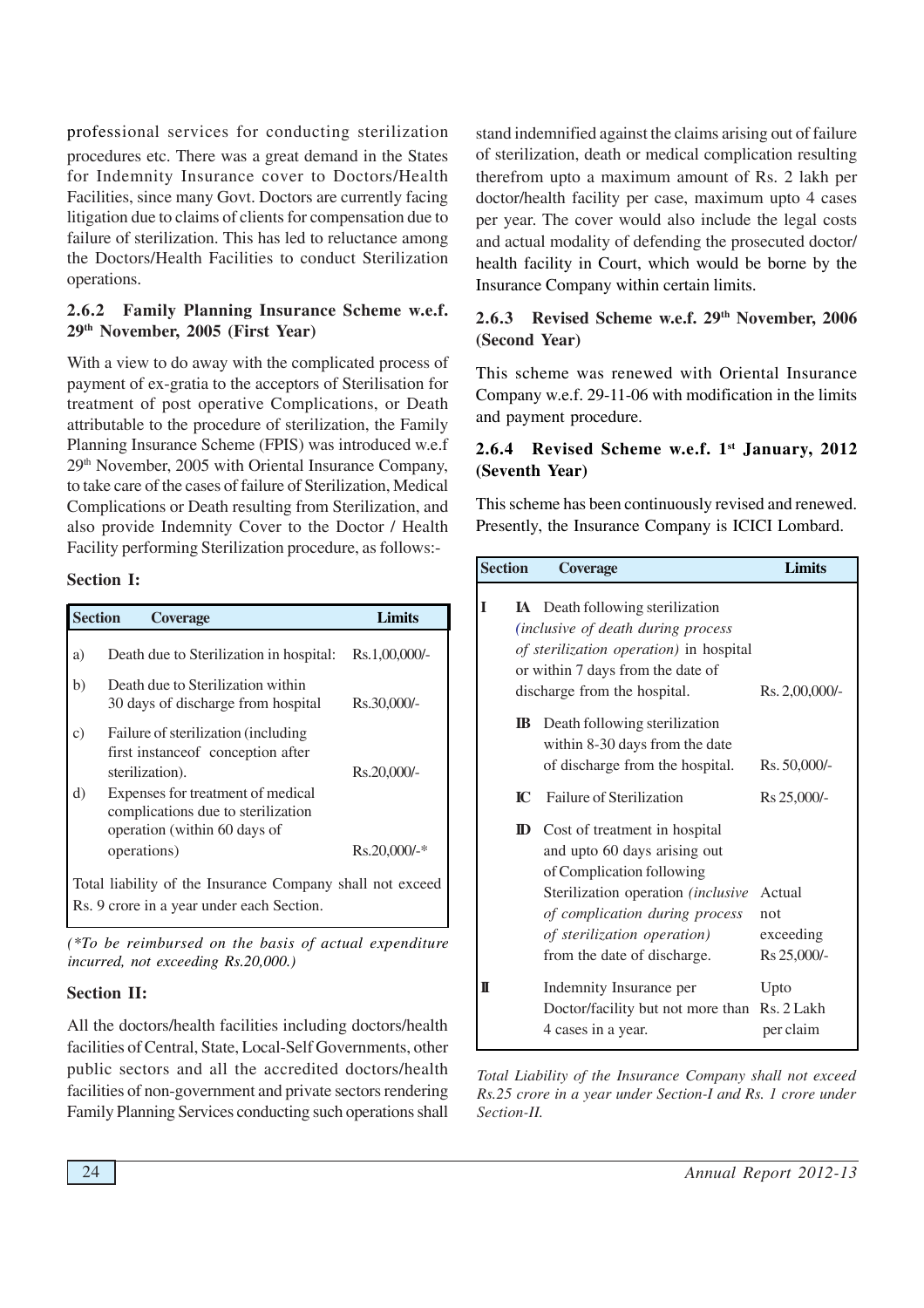professional services for conducting sterilization procedures etc. There was a great demand in the States for Indemnity Insurance cover to Doctors/Health Facilities, since many Govt. Doctors are currently facing litigation due to claims of clients for compensation due to failure of sterilization. This has led to reluctance among the Doctors/Health Facilities to conduct Sterilization operations.

### 2.6.2 Family Planning Insurance Scheme w.e.f. 29th November, 2005 (First Year)

With a view to do away with the complicated process of payment of ex-gratia to the acceptors of Sterilisation for treatment of post operative Complications, or Death attributable to the procedure of sterilization, the Family Planning Insurance Scheme (FPIS) was introduced w.e.f 29th November, 2005 with Oriental Insurance Company, to take care of the cases of failure of Sterilization, Medical Complications or Death resulting from Sterilization, and also provide Indemnity Cover to the Doctor / Health Facility performing Sterilization procedure, as follows:-

**Section I:**

| Section | Coverage | Limits |
|---|---|---|
| a) | Death due to Sterilization in hospital: | Rs.1,00,000/- |
| b) | Death due to Sterilization within 30 days of discharge from hospital | Rs.30,000/- |
| c) | Failure of sterilization (including first instanceof conception after sterilization). | Rs.20,000/- |
| d) | Expenses for treatment of medical complications due to sterilization operation (within 60 days of operations) | Rs.20,000/-* |
| Total liability of the Insurance Company shall not exceed Rs. 9 crore in a year under each Section. | | |

*(\*To be reimbursed on the basis of actual expenditure incurred, not exceeding Rs.20,000.)*

**Section II:**

All the doctors/health facilities including doctors/health facilities of Central, State, Local-Self Governments, other public sectors and all the accredited doctors/health facilities of non-government and private sectors rendering Family Planning Services conducting such operations shall stand indemnified against the claims arising out of failure of sterilization, death or medical complication resulting therefrom upto a maximum amount of Rs. 2 lakh per doctor/health facility per case, maximum upto 4 cases per year. The cover would also include the legal costs and actual modality of defending the prosecuted doctor/ health facility in Court, which would be borne by the Insurance Company within certain limits.

### 2.6.3 Revised Scheme w.e.f. 29th November, 2006 (Second Year)

This scheme was renewed with Oriental Insurance Company w.e.f. 29-11-06 with modification in the limits and payment procedure.

### 2.6.4 Revised Scheme w.e.f. 1st January, 2012 (Seventh Year)

This scheme has been continuously revised and renewed. Presently, the Insurance Company is ICICI Lombard.

| Section | | Coverage | Limits |
|---|---|---|---|
| I | IA | Death following sterilization *(inclusive of death during process of sterilization operation)* in hospital or within 7 days from the date of discharge from the hospital. | Rs. 2,00,000/- |
| | IB | Death following sterilization within 8-30 days from the date of discharge from the hospital. | Rs. 50,000/- |
| | IC | Failure of Sterilization | Rs 25,000/- |
| | ID | Cost of treatment in hospital and upto 60 days arising out of Complication following Sterilization operation *(inclusive of complication during process of sterilization operation)* from the date of discharge. | Actual not exceeding Rs 25,000/- |
| II | | Indemnity Insurance per Doctor/facility but not more than 4 cases in a year. | Upto Rs. 2 Lakh per claim |

*Total Liability of the Insurance Company shall not exceed Rs.25 crore in a year under Section-I and Rs. 1 crore under Section-II.*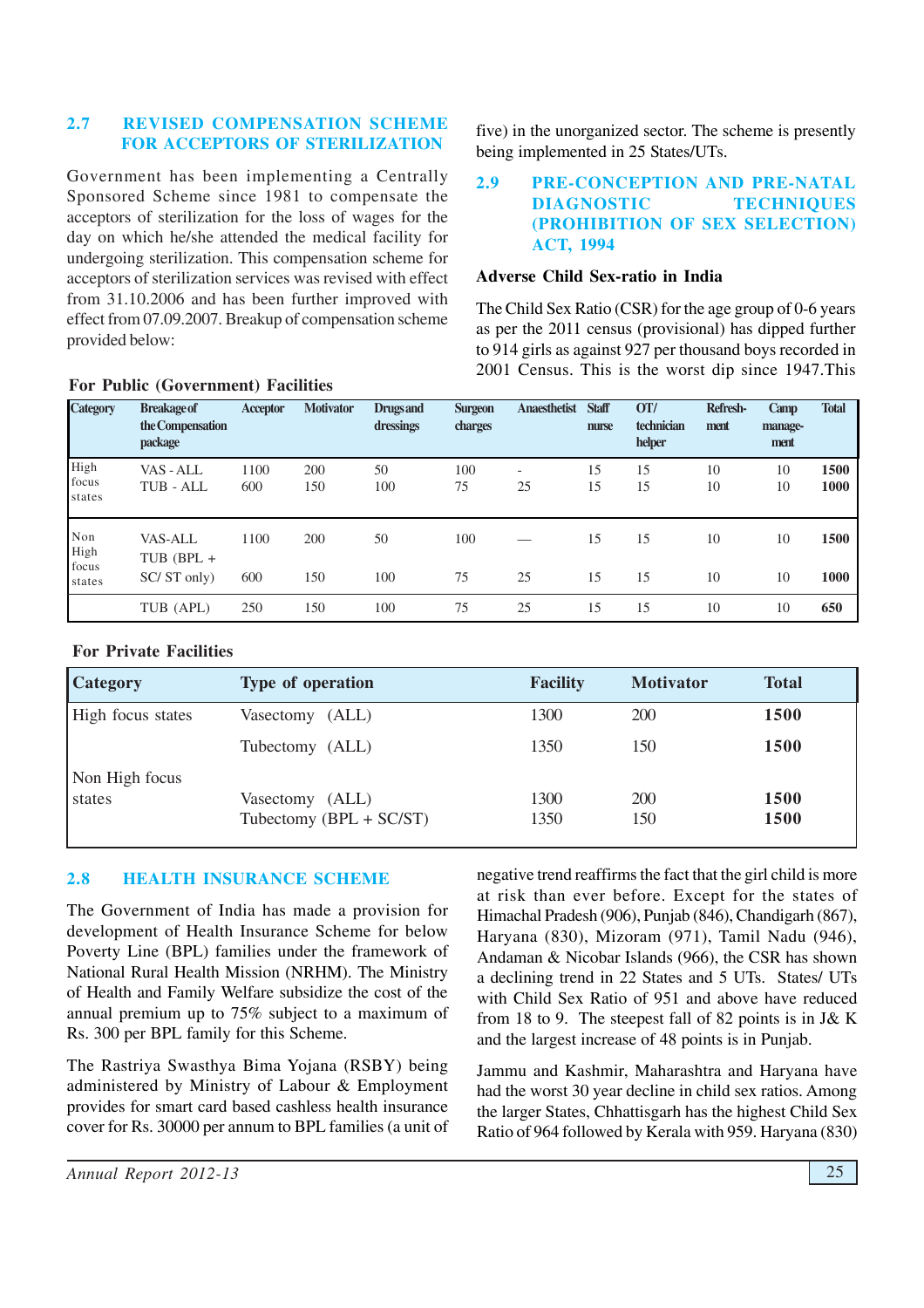## 2.7 REVISED COMPENSATION SCHEME FOR ACCEPTORS OF STERILIZATION

Government has been implementing a Centrally Sponsored Scheme since 1981 to compensate the acceptors of sterilization for the loss of wages for the day on which he/she attended the medical facility for undergoing sterilization. This compensation scheme for acceptors of sterilization services was revised with effect from 31.10.2006 and has been further improved with effect from 07.09.2007. Breakup of compensation scheme provided below:

**For Public (Government) Facilities**

| Category | Breakage of the Compensation package | Acceptor | Motivator | Drugs and dressings | Surgeon charges | Anaesthetist | Staff nurse | OT/ technician helper | Refresh-ment | Camp manage-ment | Total |
|---|---|---|---|---|---|---|---|---|---|---|---|
| High focus states | VAS - ALL | 1100 | 200 | 50 | 100 | - | 15 | 15 | 10 | 10 | **1500** |
| | TUB - ALL | 600 | 150 | 100 | 75 | 25 | 15 | 15 | 10 | 10 | **1000** |
| Non High focus states | VAS-ALL | 1100 | 200 | 50 | 100 | — | 15 | 15 | 10 | 10 | **1500** |
| | TUB (BPL + SC/ ST only) | 600 | 150 | 100 | 75 | 25 | 15 | 15 | 10 | 10 | **1000** |
| | TUB (APL) | 250 | 150 | 100 | 75 | 25 | 15 | 15 | 10 | 10 | **650** |

**For Private Facilities**

| Category | Type of operation | Facility | Motivator | Total |
|---|---|---|---|---|
| High focus states | Vasectomy (ALL) | 1300 | 200 | **1500** |
| | Tubectomy (ALL) | 1350 | 150 | **1500** |
| Non High focus states | Vasectomy (ALL) | 1300 | 200 | **1500** |
| | Tubectomy (BPL + SC/ST) | 1350 | 150 | **1500** |

## 2.8 HEALTH INSURANCE SCHEME

The Government of India has made a provision for development of Health Insurance Scheme for below Poverty Line (BPL) families under the framework of National Rural Health Mission (NRHM). The Ministry of Health and Family Welfare subsidize the cost of the annual premium up to 75% subject to a maximum of Rs. 300 per BPL family for this Scheme.

The Rastriya Swasthya Bima Yojana (RSBY) being administered by Ministry of Labour & Employment provides for smart card based cashless health insurance cover for Rs. 30000 per annum to BPL families (a unit of five) in the unorganized sector. The scheme is presently being implemented in 25 States/UTs.

## 2.9 PRE-CONCEPTION AND PRE-NATAL DIAGNOSTIC TECHNIQUES (PROHIBITION OF SEX SELECTION) ACT, 1994

### Adverse Child Sex-ratio in India

The Child Sex Ratio (CSR) for the age group of 0-6 years as per the 2011 census (provisional) has dipped further to 914 girls as against 927 per thousand boys recorded in 2001 Census. This is the worst dip since 1947.This negative trend reaffirms the fact that the girl child is more at risk than ever before. Except for the states of Himachal Pradesh (906), Punjab (846), Chandigarh (867), Haryana (830), Mizoram (971), Tamil Nadu (946), Andaman & Nicobar Islands (966), the CSR has shown a declining trend in 22 States and 5 UTs. States/ UTs with Child Sex Ratio of 951 and above have reduced from 18 to 9. The steepest fall of 82 points is in J& K and the largest increase of 48 points is in Punjab.

Jammu and Kashmir, Maharashtra and Haryana have had the worst 30 year decline in child sex ratios. Among the larger States, Chhattisgarh has the highest Child Sex Ratio of 964 followed by Kerala with 959. Haryana (830)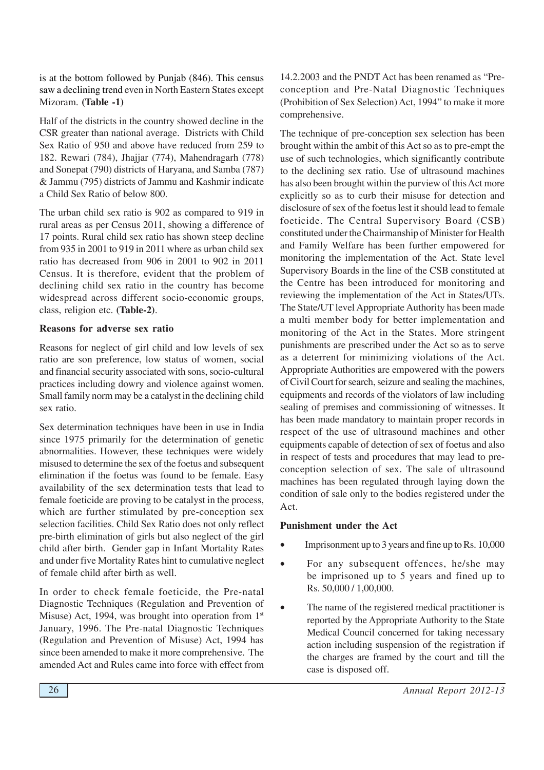is at the bottom followed by Punjab (846). This census saw a declining trend even in North Eastern States except Mizoram. **(Table -1)**

Half of the districts in the country showed decline in the CSR greater than national average. Districts with Child Sex Ratio of 950 and above have reduced from 259 to 182. Rewari (784), Jhajjar (774), Mahendragarh (778) and Sonepat (790) districts of Haryana, and Samba (787) & Jammu (795) districts of Jammu and Kashmir indicate a Child Sex Ratio of below 800.

The urban child sex ratio is 902 as compared to 919 in rural areas as per Census 2011, showing a difference of 17 points. Rural child sex ratio has shown steep decline from 935 in 2001 to 919 in 2011 where as urban child sex ratio has decreased from 906 in 2001 to 902 in 2011 Census. It is therefore, evident that the problem of declining child sex ratio in the country has become widespread across different socio-economic groups, class, religion etc. **(Table-2)**.

**Reasons for adverse sex ratio**

Reasons for neglect of girl child and low levels of sex ratio are son preference, low status of women, social and financial security associated with sons, socio-cultural practices including dowry and violence against women. Small family norm may be a catalyst in the declining child sex ratio.

Sex determination techniques have been in use in India since 1975 primarily for the determination of genetic abnormalities. However, these techniques were widely misused to determine the sex of the foetus and subsequent elimination if the foetus was found to be female. Easy availability of the sex determination tests that lead to female foeticide are proving to be catalyst in the process, which are further stimulated by pre-conception sex selection facilities. Child Sex Ratio does not only reflect pre-birth elimination of girls but also neglect of the girl child after birth. Gender gap in Infant Mortality Rates and under five Mortality Rates hint to cumulative neglect of female child after birth as well.

In order to check female foeticide, the Pre-natal Diagnostic Techniques (Regulation and Prevention of Misuse) Act, 1994, was brought into operation from 1st January, 1996. The Pre-natal Diagnostic Techniques (Regulation and Prevention of Misuse) Act, 1994 has since been amended to make it more comprehensive. The amended Act and Rules came into force with effect from 14.2.2003 and the PNDT Act has been renamed as "Pre-conception and Pre-Natal Diagnostic Techniques (Prohibition of Sex Selection) Act, 1994" to make it more comprehensive.

The technique of pre-conception sex selection has been brought within the ambit of this Act so as to pre-empt the use of such technologies, which significantly contribute to the declining sex ratio. Use of ultrasound machines has also been brought within the purview of this Act more explicitly so as to curb their misuse for detection and disclosure of sex of the foetus lest it should lead to female foeticide. The Central Supervisory Board (CSB) constituted under the Chairmanship of Minister for Health and Family Welfare has been further empowered for monitoring the implementation of the Act. State level Supervisory Boards in the line of the CSB constituted at the Centre has been introduced for monitoring and reviewing the implementation of the Act in States/UTs. The State/UT level Appropriate Authority has been made a multi member body for better implementation and monitoring of the Act in the States. More stringent punishments are prescribed under the Act so as to serve as a deterrent for minimizing violations of the Act. Appropriate Authorities are empowered with the powers of Civil Court for search, seizure and sealing the machines, equipments and records of the violators of law including sealing of premises and commissioning of witnesses. It has been made mandatory to maintain proper records in respect of the use of ultrasound machines and other equipments capable of detection of sex of foetus and also in respect of tests and procedures that may lead to pre-conception selection of sex. The sale of ultrasound machines has been regulated through laying down the condition of sale only to the bodies registered under the Act.

**Punishment under the Act**

- Imprisonment up to 3 years and fine up to Rs. 10,000
- For any subsequent offences, he/she may be imprisoned up to 5 years and fined up to Rs. 50,000 / 1,00,000.
- The name of the registered medical practitioner is reported by the Appropriate Authority to the State Medical Council concerned for taking necessary action including suspension of the registration if the charges are framed by the court and till the case is disposed off.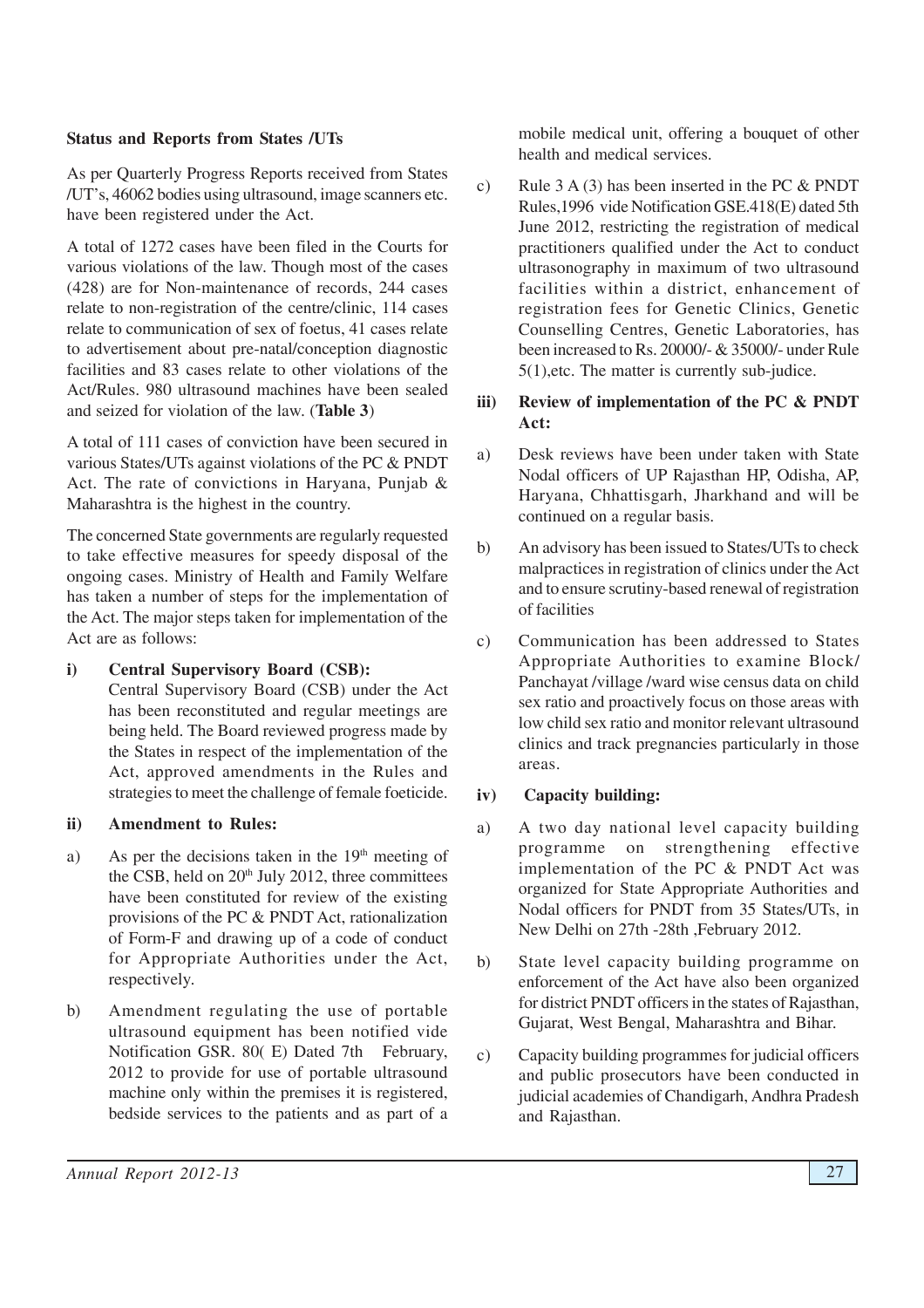**Status and Reports from States /UTs**

As per Quarterly Progress Reports received from States /UT's, 46062 bodies using ultrasound, image scanners etc. have been registered under the Act.

A total of 1272 cases have been filed in the Courts for various violations of the law. Though most of the cases (428) are for Non-maintenance of records, 244 cases relate to non-registration of the centre/clinic, 114 cases relate to communication of sex of foetus, 41 cases relate to advertisement about pre-natal/conception diagnostic facilities and 83 cases relate to other violations of the Act/Rules. 980 ultrasound machines have been sealed and seized for violation of the law. (**Table 3**)

A total of 111 cases of conviction have been secured in various States/UTs against violations of the PC & PNDT Act. The rate of convictions in Haryana, Punjab & Maharashtra is the highest in the country.

The concerned State governments are regularly requested to take effective measures for speedy disposal of the ongoing cases. Ministry of Health and Family Welfare has taken a number of steps for the implementation of the Act. The major steps taken for implementation of the Act are as follows:

**i) Central Supervisory Board (CSB):**

Central Supervisory Board (CSB) under the Act has been reconstituted and regular meetings are being held. The Board reviewed progress made by the States in respect of the implementation of the Act, approved amendments in the Rules and strategies to meet the challenge of female foeticide.

**ii) Amendment to Rules:**

a) As per the decisions taken in the 19th meeting of the CSB, held on 20th July 2012, three committees have been constituted for review of the existing provisions of the PC & PNDT Act, rationalization of Form-F and drawing up of a code of conduct for Appropriate Authorities under the Act, respectively.

b) Amendment regulating the use of portable ultrasound equipment has been notified vide Notification GSR. 80( E) Dated 7th February, 2012 to provide for use of portable ultrasound machine only within the premises it is registered, bedside services to the patients and as part of a mobile medical unit, offering a bouquet of other health and medical services.

c) Rule 3 A (3) has been inserted in the PC & PNDT Rules,1996 vide Notification GSE.418(E) dated 5th June 2012, restricting the registration of medical practitioners qualified under the Act to conduct ultrasonography in maximum of two ultrasound facilities within a district, enhancement of registration fees for Genetic Clinics, Genetic Counselling Centres, Genetic Laboratories, has been increased to Rs. 20000/- & 35000/- under Rule 5(1),etc. The matter is currently sub-judice.

**iii) Review of implementation of the PC & PNDT Act:**

a) Desk reviews have been under taken with State Nodal officers of UP Rajasthan HP, Odisha, AP, Haryana, Chhattisgarh, Jharkhand and will be continued on a regular basis.

b) An advisory has been issued to States/UTs to check malpractices in registration of clinics under the Act and to ensure scrutiny-based renewal of registration of facilities

c) Communication has been addressed to States Appropriate Authorities to examine Block/ Panchayat /village /ward wise census data on child sex ratio and proactively focus on those areas with low child sex ratio and monitor relevant ultrasound clinics and track pregnancies particularly in those areas.

**iv) Capacity building:**

a) A two day national level capacity building programme on strengthening effective implementation of the PC & PNDT Act was organized for State Appropriate Authorities and Nodal officers for PNDT from 35 States/UTs, in New Delhi on 27th -28th ,February 2012.

b) State level capacity building programme on enforcement of the Act have also been organized for district PNDT officers in the states of Rajasthan, Gujarat, West Bengal, Maharashtra and Bihar.

c) Capacity building programmes for judicial officers and public prosecutors have been conducted in judicial academies of Chandigarh, Andhra Pradesh and Rajasthan.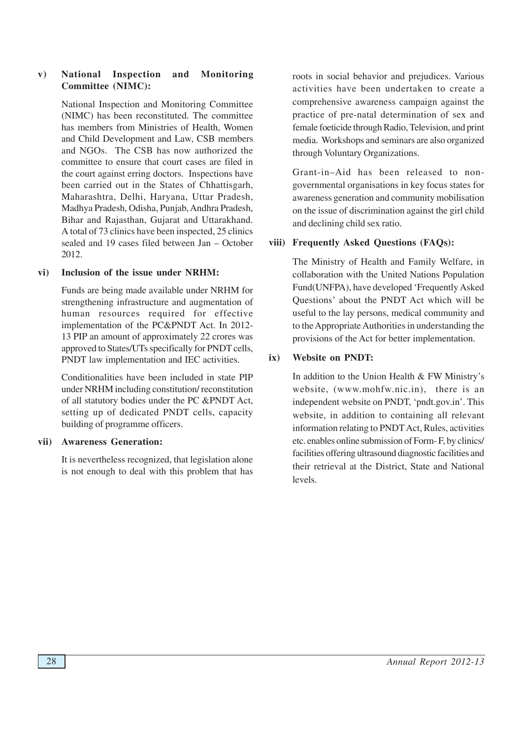**v) National Inspection and Monitoring Committee (NIMC):**

National Inspection and Monitoring Committee (NIMC) has been reconstituted. The committee has members from Ministries of Health, Women and Child Development and Law, CSB members and NGOs. The CSB has now authorized the committee to ensure that court cases are filed in the court against erring doctors. Inspections have been carried out in the States of Chhattisgarh, Maharashtra, Delhi, Haryana, Uttar Pradesh, Madhya Pradesh, Odisha, Punjab, Andhra Pradesh, Bihar and Rajasthan, Gujarat and Uttarakhand. A total of 73 clinics have been inspected, 25 clinics sealed and 19 cases filed between Jan – October 2012.

**vi) Inclusion of the issue under NRHM:**

Funds are being made available under NRHM for strengthening infrastructure and augmentation of human resources required for effective implementation of the PC&PNDT Act. In 2012-13 PIP an amount of approximately 22 crores was approved to States/UTs specifically for PNDT cells, PNDT law implementation and IEC activities.

Conditionalities have been included in state PIP under NRHM including constitution/ reconstitution of all statutory bodies under the PC &PNDT Act, setting up of dedicated PNDT cells, capacity building of programme officers.

**vii) Awareness Generation:**

It is nevertheless recognized, that legislation alone is not enough to deal with this problem that has roots in social behavior and prejudices. Various activities have been undertaken to create a comprehensive awareness campaign against the practice of pre-natal determination of sex and female foeticide through Radio, Television, and print media. Workshops and seminars are also organized through Voluntary Organizations.

Grant-in–Aid has been released to non-governmental organisations in key focus states for awareness generation and community mobilisation on the issue of discrimination against the girl child and declining child sex ratio.

**viii) Frequently Asked Questions (FAQs):**

The Ministry of Health and Family Welfare, in collaboration with the United Nations Population Fund(UNFPA), have developed 'Frequently Asked Questions' about the PNDT Act which will be useful to the lay persons, medical community and to the Appropriate Authorities in understanding the provisions of the Act for better implementation.

**ix) Website on PNDT:**

In addition to the Union Health & FW Ministry's website, (www.mohfw.nic.in), there is an independent website on PNDT, 'pndt.gov.in'. This website, in addition to containing all relevant information relating to PNDT Act, Rules, activities etc. enables online submission of Form- F, by clinics/ facilities offering ultrasound diagnostic facilities and their retrieval at the District, State and National levels.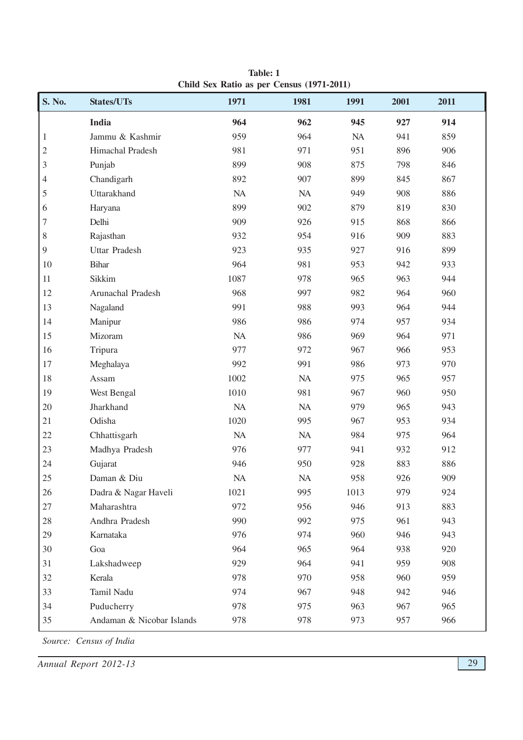**Table: 1**
**Child Sex Ratio as per Census (1971-2011)**

| S. No. | States/UTs | 1971 | 1981 | 1991 | 2001 | 2011 |
|---|---|---|---|---|---|---|
| | **India** | **964** | **962** | **945** | **927** | **914** |
| 1 | Jammu & Kashmir | 959 | 964 | NA | 941 | 859 |
| 2 | Himachal Pradesh | 981 | 971 | 951 | 896 | 906 |
| 3 | Punjab | 899 | 908 | 875 | 798 | 846 |
| 4 | Chandigarh | 892 | 907 | 899 | 845 | 867 |
| 5 | Uttarakhand | NA | NA | 949 | 908 | 886 |
| 6 | Haryana | 899 | 902 | 879 | 819 | 830 |
| 7 | Delhi | 909 | 926 | 915 | 868 | 866 |
| 8 | Rajasthan | 932 | 954 | 916 | 909 | 883 |
| 9 | Uttar Pradesh | 923 | 935 | 927 | 916 | 899 |
| 10 | Bihar | 964 | 981 | 953 | 942 | 933 |
| 11 | Sikkim | 1087 | 978 | 965 | 963 | 944 |
| 12 | Arunachal Pradesh | 968 | 997 | 982 | 964 | 960 |
| 13 | Nagaland | 991 | 988 | 993 | 964 | 944 |
| 14 | Manipur | 986 | 986 | 974 | 957 | 934 |
| 15 | Mizoram | NA | 986 | 969 | 964 | 971 |
| 16 | Tripura | 977 | 972 | 967 | 966 | 953 |
| 17 | Meghalaya | 992 | 991 | 986 | 973 | 970 |
| 18 | Assam | 1002 | NA | 975 | 965 | 957 |
| 19 | West Bengal | 1010 | 981 | 967 | 960 | 950 |
| 20 | Jharkhand | NA | NA | 979 | 965 | 943 |
| 21 | Odisha | 1020 | 995 | 967 | 953 | 934 |
| 22 | Chhattisgarh | NA | NA | 984 | 975 | 964 |
| 23 | Madhya Pradesh | 976 | 977 | 941 | 932 | 912 |
| 24 | Gujarat | 946 | 950 | 928 | 883 | 886 |
| 25 | Daman & Diu | NA | NA | 958 | 926 | 909 |
| 26 | Dadra & Nagar Haveli | 1021 | 995 | 1013 | 979 | 924 |
| 27 | Maharashtra | 972 | 956 | 946 | 913 | 883 |
| 28 | Andhra Pradesh | 990 | 992 | 975 | 961 | 943 |
| 29 | Karnataka | 976 | 974 | 960 | 946 | 943 |
| 30 | Goa | 964 | 965 | 964 | 938 | 920 |
| 31 | Lakshadweep | 929 | 964 | 941 | 959 | 908 |
| 32 | Kerala | 978 | 970 | 958 | 960 | 959 |
| 33 | Tamil Nadu | 974 | 967 | 948 | 942 | 946 |
| 34 | Puducherry | 978 | 975 | 963 | 967 | 965 |
| 35 | Andaman & Nicobar Islands | 978 | 978 | 973 | 957 | 966 |

*Source: Census of India*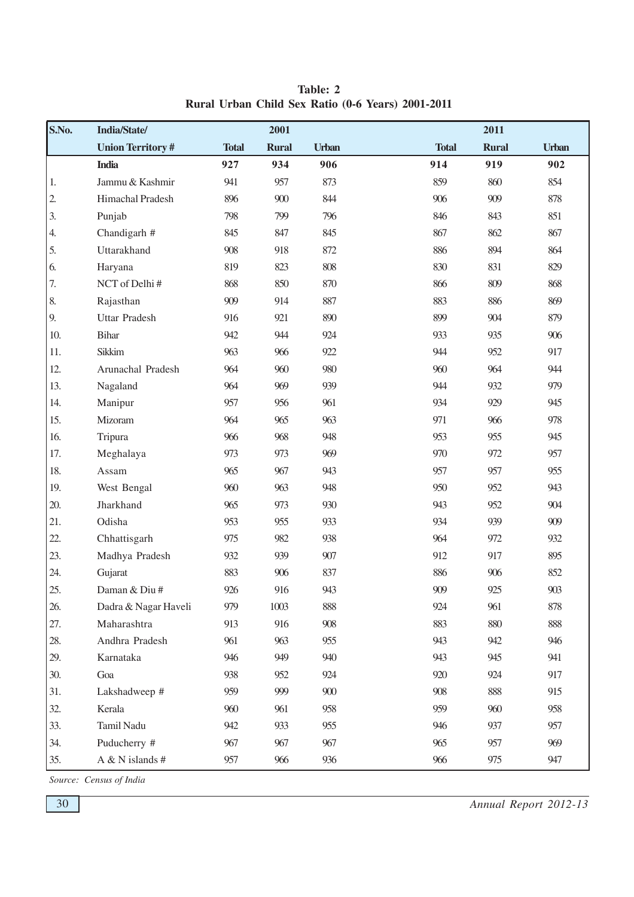**Table: 2**
**Rural Urban Child Sex Ratio (0-6 Years) 2001-2011**

| S.No. | India/State/ | 2001 | | | 2011 | | |
|---|---|---|---|---|---|---|---|
| | **Union Territory #** | **Total** | **Rural** | **Urban** | **Total** | **Rural** | **Urban** |
| | **India** | **927** | **934** | **906** | **914** | **919** | **902** |
| 1. | Jammu & Kashmir | 941 | 957 | 873 | 859 | 860 | 854 |
| 2. | Himachal Pradesh | 896 | 900 | 844 | 906 | 909 | 878 |
| 3. | Punjab | 798 | 799 | 796 | 846 | 843 | 851 |
| 4. | Chandigarh # | 845 | 847 | 845 | 867 | 862 | 867 |
| 5. | Uttarakhand | 908 | 918 | 872 | 886 | 894 | 864 |
| 6. | Haryana | 819 | 823 | 808 | 830 | 831 | 829 |
| 7. | NCT of Delhi # | 868 | 850 | 870 | 866 | 809 | 868 |
| 8. | Rajasthan | 909 | 914 | 887 | 883 | 886 | 869 |
| 9. | Uttar Pradesh | 916 | 921 | 890 | 899 | 904 | 879 |
| 10. | Bihar | 942 | 944 | 924 | 933 | 935 | 906 |
| 11. | Sikkim | 963 | 966 | 922 | 944 | 952 | 917 |
| 12. | Arunachal Pradesh | 964 | 960 | 980 | 960 | 964 | 944 |
| 13. | Nagaland | 964 | 969 | 939 | 944 | 932 | 979 |
| 14. | Manipur | 957 | 956 | 961 | 934 | 929 | 945 |
| 15. | Mizoram | 964 | 965 | 963 | 971 | 966 | 978 |
| 16. | Tripura | 966 | 968 | 948 | 953 | 955 | 945 |
| 17. | Meghalaya | 973 | 973 | 969 | 970 | 972 | 957 |
| 18. | Assam | 965 | 967 | 943 | 957 | 957 | 955 |
| 19. | West Bengal | 960 | 963 | 948 | 950 | 952 | 943 |
| 20. | Jharkhand | 965 | 973 | 930 | 943 | 952 | 904 |
| 21. | Odisha | 953 | 955 | 933 | 934 | 939 | 909 |
| 22. | Chhattisgarh | 975 | 982 | 938 | 964 | 972 | 932 |
| 23. | Madhya Pradesh | 932 | 939 | 907 | 912 | 917 | 895 |
| 24. | Gujarat | 883 | 906 | 837 | 886 | 906 | 852 |
| 25. | Daman & Diu # | 926 | 916 | 943 | 909 | 925 | 903 |
| 26. | Dadra & Nagar Haveli | 979 | 1003 | 888 | 924 | 961 | 878 |
| 27. | Maharashtra | 913 | 916 | 908 | 883 | 880 | 888 |
| 28. | Andhra Pradesh | 961 | 963 | 955 | 943 | 942 | 946 |
| 29. | Karnataka | 946 | 949 | 940 | 943 | 945 | 941 |
| 30. | Goa | 938 | 952 | 924 | 920 | 924 | 917 |
| 31. | Lakshadweep # | 959 | 999 | 900 | 908 | 888 | 915 |
| 32. | Kerala | 960 | 961 | 958 | 959 | 960 | 958 |
| 33. | Tamil Nadu | 942 | 933 | 955 | 946 | 937 | 957 |
| 34. | Puducherry # | 967 | 967 | 967 | 965 | 957 | 969 |
| 35. | A & N islands # | 957 | 966 | 936 | 966 | 975 | 947 |

*Source: Census of India*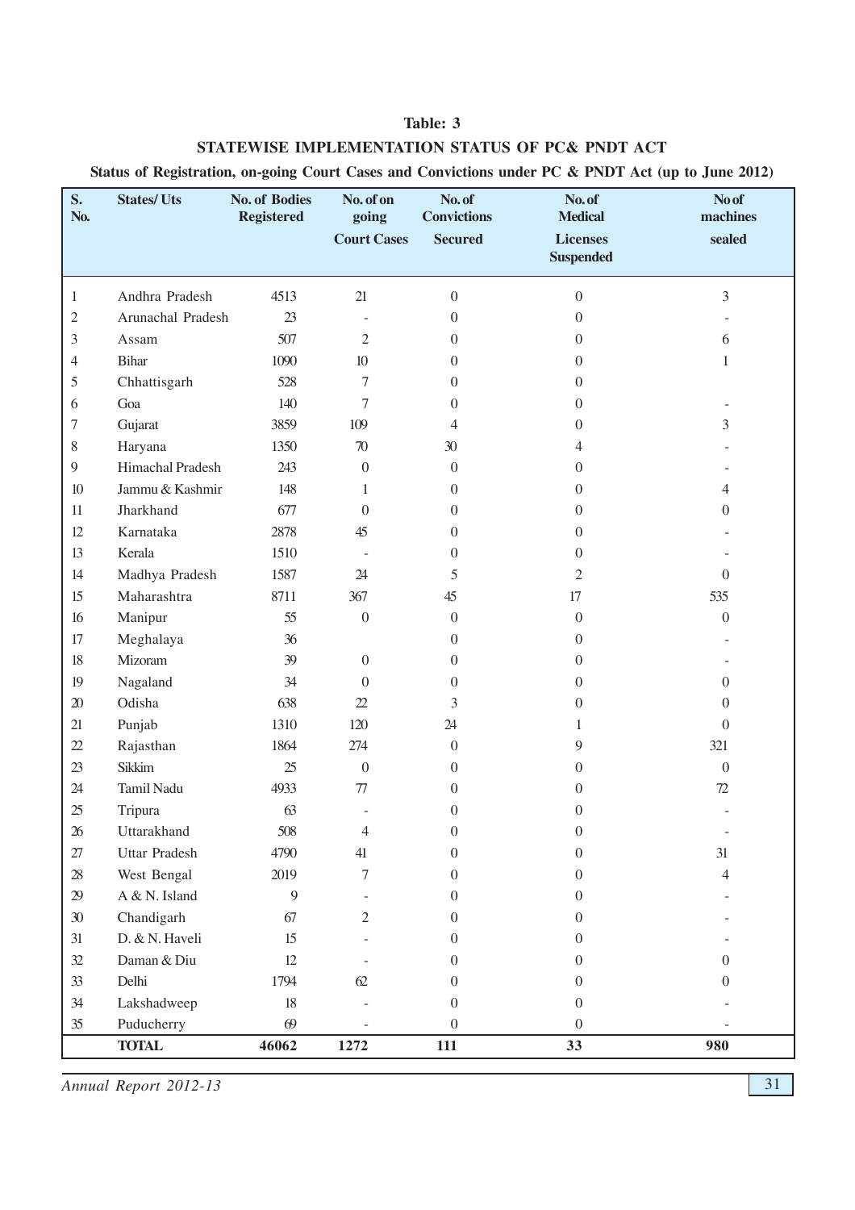**Table: 3**

**STATEWISE IMPLEMENTATION STATUS OF PC& PNDT ACT**

**Status of Registration, on-going Court Cases and Convictions under PC & PNDT Act (up to June 2012)**

| S. No. | States/ Uts | No. of Bodies Registered | No. of on going Court Cases | No. of Convictions Secured | No. of Medical Licenses Suspended | No of machines sealed |
|---|---|---|---|---|---|---|
| 1 | Andhra Pradesh | 4513 | 21 | 0 | 0 | 3 |
| 2 | Arunachal Pradesh | 23 | - | 0 | 0 | - |
| 3 | Assam | 507 | 2 | 0 | 0 | 6 |
| 4 | Bihar | 1090 | 10 | 0 | 0 | 1 |
| 5 | Chhattisgarh | 528 | 7 | 0 | 0 | |
| 6 | Goa | 140 | 7 | 0 | 0 | - |
| 7 | Gujarat | 3859 | 109 | 4 | 0 | 3 |
| 8 | Haryana | 1350 | 70 | 30 | 4 | - |
| 9 | Himachal Pradesh | 243 | 0 | 0 | 0 | - |
| 10 | Jammu & Kashmir | 148 | 1 | 0 | 0 | 4 |
| 11 | Jharkhand | 677 | 0 | 0 | 0 | 0 |
| 12 | Karnataka | 2878 | 45 | 0 | 0 | - |
| 13 | Kerala | 1510 | - | 0 | 0 | - |
| 14 | Madhya Pradesh | 1587 | 24 | 5 | 2 | 0 |
| 15 | Maharashtra | 8711 | 367 | 45 | 17 | 535 |
| 16 | Manipur | 55 | 0 | 0 | 0 | 0 |
| 17 | Meghalaya | 36 | | 0 | 0 | - |
| 18 | Mizoram | 39 | 0 | 0 | 0 | - |
| 19 | Nagaland | 34 | 0 | 0 | 0 | 0 |
| 20 | Odisha | 638 | 22 | 3 | 0 | 0 |
| 21 | Punjab | 1310 | 120 | 24 | 1 | 0 |
| 22 | Rajasthan | 1864 | 274 | 0 | 9 | 321 |
| 23 | Sikkim | 25 | 0 | 0 | 0 | 0 |
| 24 | Tamil Nadu | 4933 | 77 | 0 | 0 | 72 |
| 25 | Tripura | 63 | - | 0 | 0 | - |
| 26 | Uttarakhand | 508 | 4 | 0 | 0 | - |
| 27 | Uttar Pradesh | 4790 | 41 | 0 | 0 | 31 |
| 28 | West Bengal | 2019 | 7 | 0 | 0 | 4 |
| 29 | A & N. Island | 9 | - | 0 | 0 | - |
| 30 | Chandigarh | 67 | 2 | 0 | 0 | - |
| 31 | D. & N. Haveli | 15 | - | 0 | 0 | - |
| 32 | Daman & Diu | 12 | - | 0 | 0 | 0 |
| 33 | Delhi | 1794 | 62 | 0 | 0 | 0 |
| 34 | Lakshadweep | 18 | - | 0 | 0 | - |
| 35 | Puducherry | 69 | - | 0 | 0 | - |
| | **TOTAL** | **46062** | **1272** | **111** | **33** | **980** |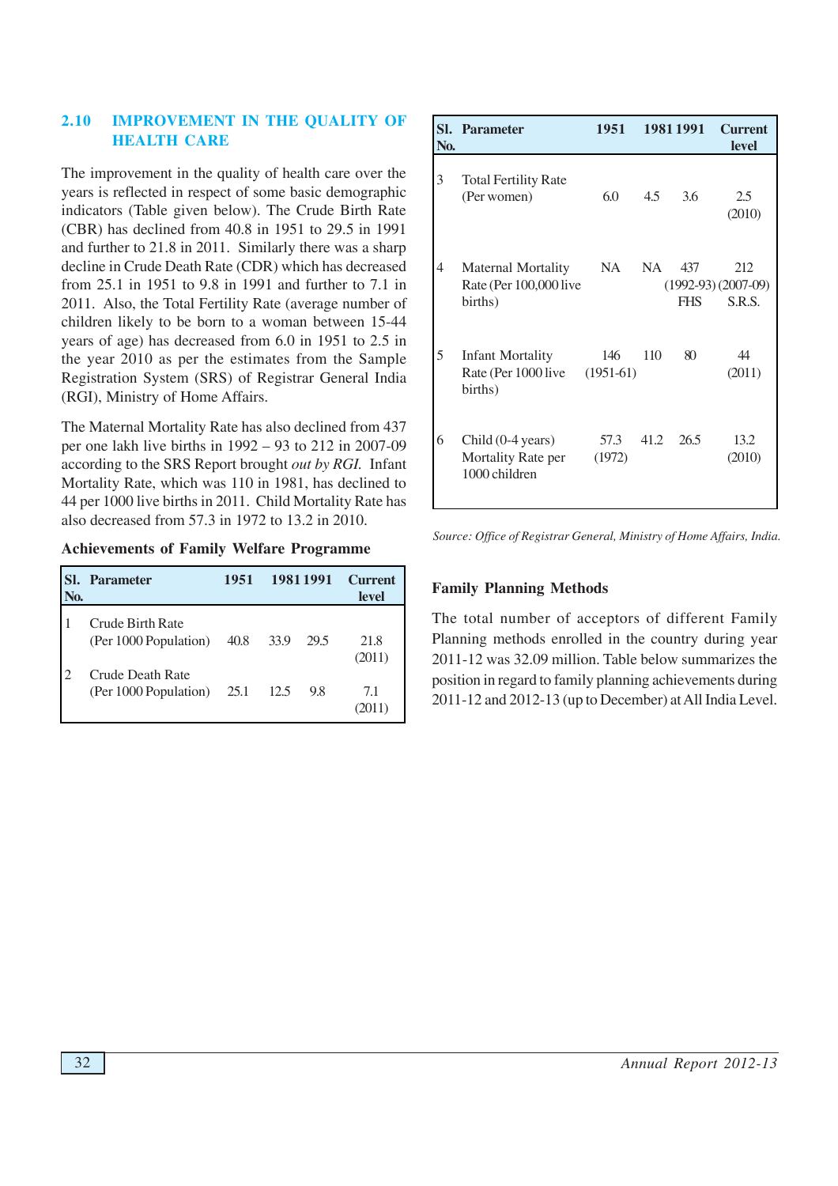## 2.10 IMPROVEMENT IN THE QUALITY OF HEALTH CARE

The improvement in the quality of health care over the years is reflected in respect of some basic demographic indicators (Table given below). The Crude Birth Rate (CBR) has declined from 40.8 in 1951 to 29.5 in 1991 and further to 21.8 in 2011. Similarly there was a sharp decline in Crude Death Rate (CDR) which has decreased from 25.1 in 1951 to 9.8 in 1991 and further to 7.1 in 2011. Also, the Total Fertility Rate (average number of children likely to be born to a woman between 15-44 years of age) has decreased from 6.0 in 1951 to 2.5 in the year 2010 as per the estimates from the Sample Registration System (SRS) of Registrar General India (RGI), Ministry of Home Affairs.

The Maternal Mortality Rate has also declined from 437 per one lakh live births in 1992 – 93 to 212 in 2007-09 according to the SRS Report brought *out by RGI.* Infant Mortality Rate, which was 110 in 1981, has declined to 44 per 1000 live births in 2011. Child Mortality Rate has also decreased from 57.3 in 1972 to 13.2 in 2010.

**Achievements of Family Welfare Programme**

| Sl. No. | Parameter | 1951 | 1981 | 1991 | Current level |
|---|---|---|---|---|---|
| 1 | Crude Birth Rate (Per 1000 Population) | 40.8 | 33.9 | 29.5 | 21.8 (2011) |
| 2 | Crude Death Rate (Per 1000 Population) | 25.1 | 12.5 | 9.8 | 7.1 (2011) |
| 3 | Total Fertility Rate (Per women) | 6.0 | 4.5 | 3.6 | 2.5 (2010) |
| 4 | Maternal Mortality Rate (Per 100,000 live births) | NA | NA | 437 (1992-93) FHS | 212 (2007-09) S.R.S. |
| 5 | Infant Mortality Rate (Per 1000 live births) | 146 (1951-61) | 110 | 80 | 44 (2011) |
| 6 | Child (0-4 years) Mortality Rate per 1000 children | 57.3 (1972) | 41.2 | 26.5 | 13.2 (2010) |

*Source: Office of Registrar General, Ministry of Home Affairs, India.*

### Family Planning Methods

The total number of acceptors of different Family Planning methods enrolled in the country during year 2011-12 was 32.09 million. Table below summarizes the position in regard to family planning achievements during 2011-12 and 2012-13 (up to December) at All India Level.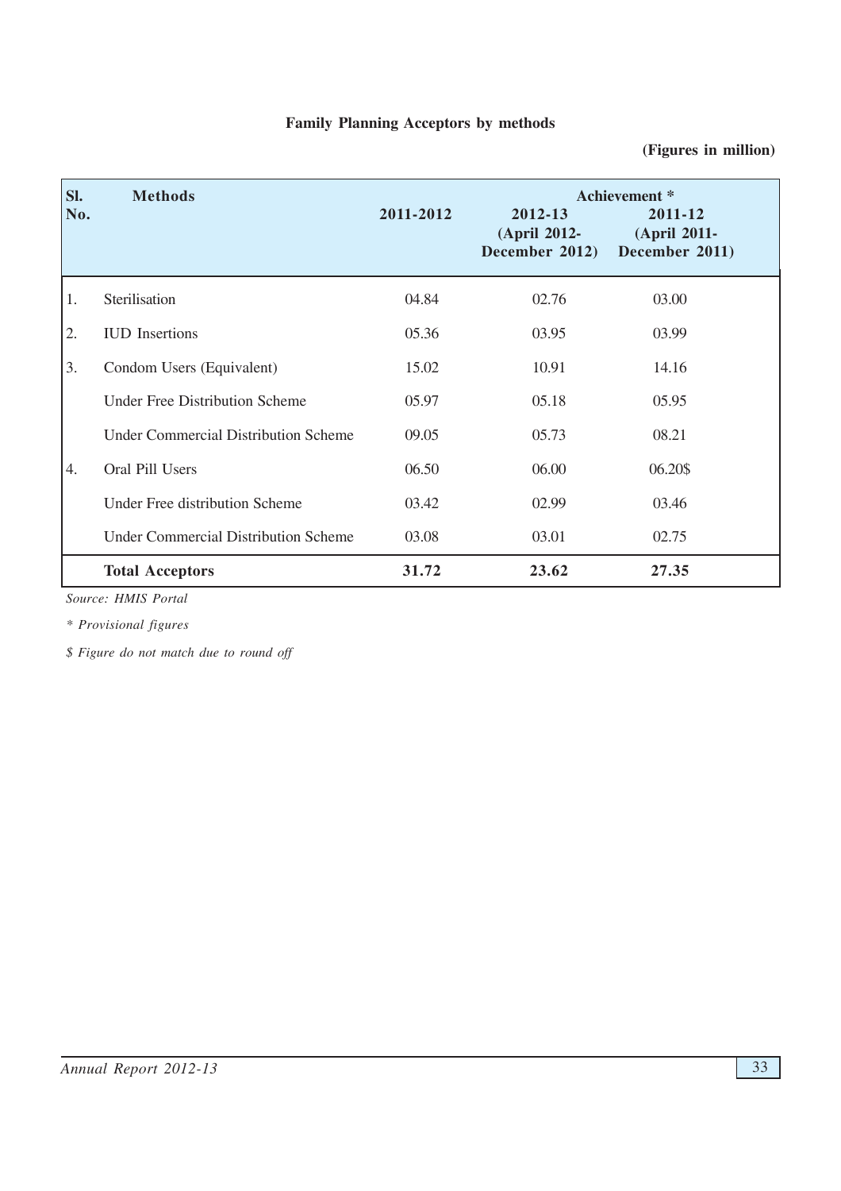**Family Planning Acceptors by methods**

**(Figures in million)**

| Sl. No. | Methods | 2011-2012 | Achievement * 2012-13 (April 2012- December 2012) | 2011-12 (April 2011- December 2011) |
|---|---|---|---|---|
| 1. | Sterilisation | 04.84 | 02.76 | 03.00 |
| 2. | IUD Insertions | 05.36 | 03.95 | 03.99 |
| 3. | Condom Users (Equivalent) | 15.02 | 10.91 | 14.16 |
| | Under Free Distribution Scheme | 05.97 | 05.18 | 05.95 |
| | Under Commercial Distribution Scheme | 09.05 | 05.73 | 08.21 |
| 4. | Oral Pill Users | 06.50 | 06.00 | 06.20$ |
| | Under Free distribution Scheme | 03.42 | 02.99 | 03.46 |
| | Under Commercial Distribution Scheme | 03.08 | 03.01 | 02.75 |
| | **Total Acceptors** | **31.72** | **23.62** | **27.35** |

*Source: HMIS Portal*

*\* Provisional figures*

*$ Figure do not match due to round off*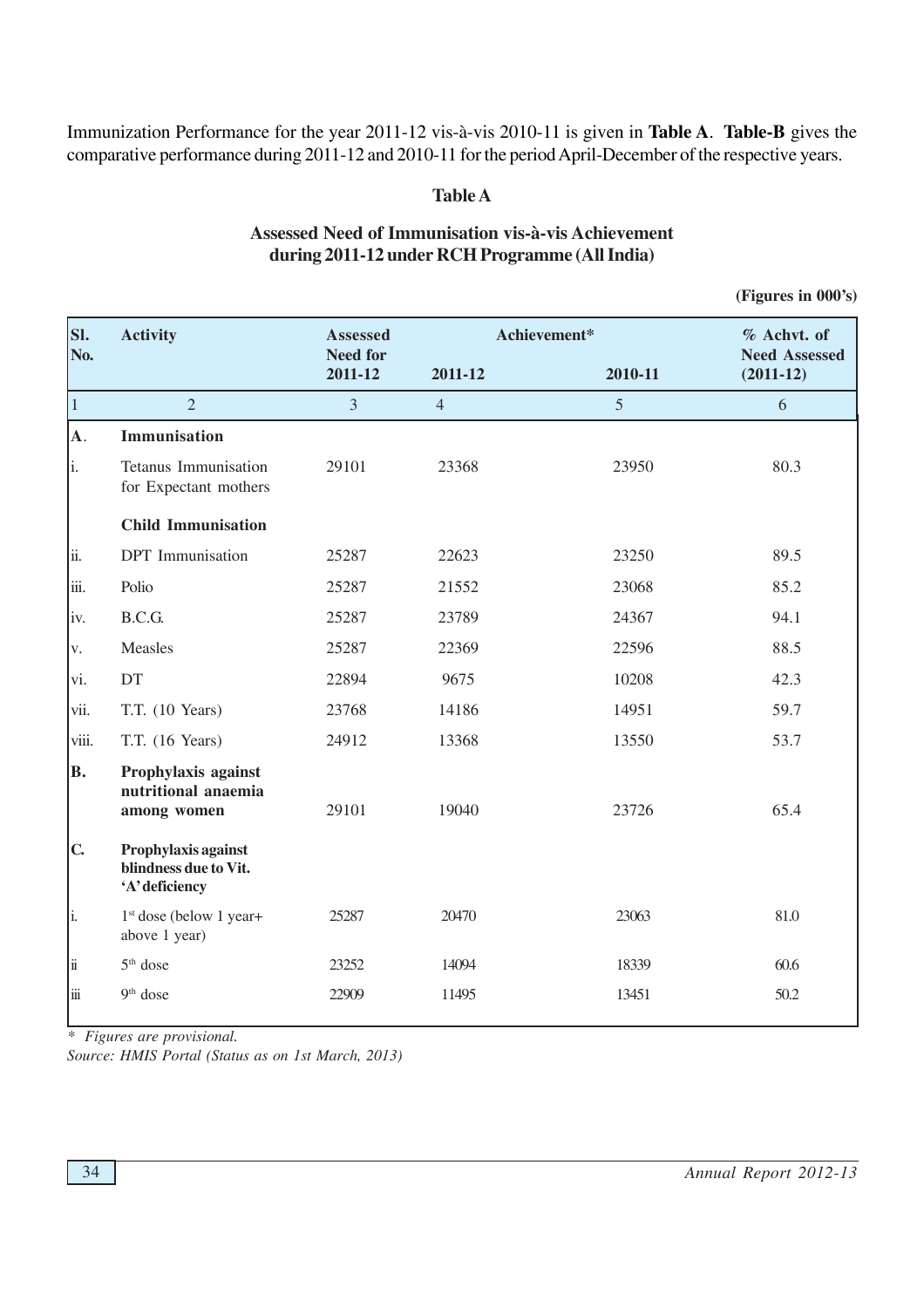Immunization Performance for the year 2011-12 vis-à-vis 2010-11 is given in **Table A**. **Table-B** gives the comparative performance during 2011-12 and 2010-11 for the period April-December of the respective years.

**Table A**

**Assessed Need of Immunisation vis-à-vis Achievement during 2011-12 under RCH Programme (All India)**

**(Figures in 000's)**

| Sl. No. | Activity | Assessed Need for 2011-12 | Achievement* 2011-12 | Achievement* 2010-11 | % Achvt. of Need Assessed (2011-12) |
|---|---|---|---|---|---|
| 1 | 2 | 3 | 4 | 5 | 6 |
| **A.** | **Immunisation** | | | | |
| i. | Tetanus Immunisation for Expectant mothers | 29101 | 23368 | 23950 | 80.3 |
| | **Child Immunisation** | | | | |
| ii. | DPT Immunisation | 25287 | 22623 | 23250 | 89.5 |
| iii. | Polio | 25287 | 21552 | 23068 | 85.2 |
| iv. | B.C.G. | 25287 | 23789 | 24367 | 94.1 |
| v. | Measles | 25287 | 22369 | 22596 | 88.5 |
| vi. | DT | 22894 | 9675 | 10208 | 42.3 |
| vii. | T.T. (10 Years) | 23768 | 14186 | 14951 | 59.7 |
| viii. | T.T. (16 Years) | 24912 | 13368 | 13550 | 53.7 |
| **B.** | **Prophylaxis against nutritional anaemia among women** | 29101 | 19040 | 23726 | 65.4 |
| **C.** | **Prophylaxis against blindness due to Vit. 'A' deficiency** | | | | |
| i. | 1st dose (below 1 year+ above 1 year) | 25287 | 20470 | 23063 | 81.0 |
| ii | 5th dose | 23252 | 14094 | 18339 | 60.6 |
| iii | 9th dose | 22909 | 11495 | 13451 | 50.2 |

* *Figures are provisional.*

*Source: HMIS Portal (Status as on 1st March, 2013)*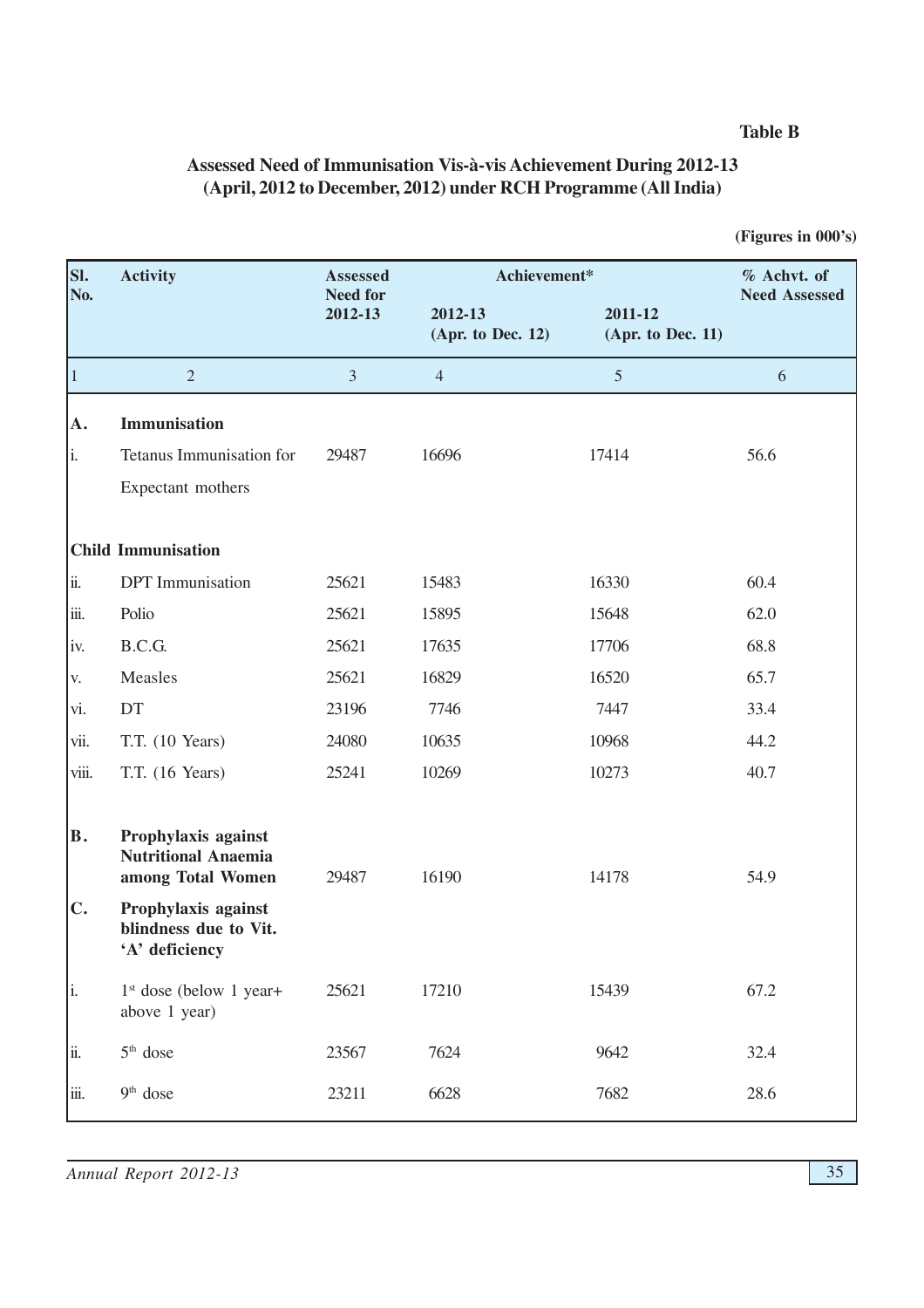**Table B**

## Assessed Need of Immunisation Vis-à-vis Achievement During 2012-13 (April, 2012 to December, 2012) under RCH Programme (All India)

**(Figures in 000's)**

| Sl. No. | Activity | Assessed Need for 2012-13 | Achievement* | | % Achvt. of Need Assessed |
|---|---|---|---|---|---|
| | | | 2012-13 (Apr. to Dec. 12) | 2011-12 (Apr. to Dec. 11) | |
| 1 | 2 | 3 | 4 | 5 | 6 |
| **A.** | **Immunisation** | | | | |
| i. | Tetanus Immunisation for Expectant mothers | 29487 | 16696 | 17414 | 56.6 |
| | **Child Immunisation** | | | | |
| ii. | DPT Immunisation | 25621 | 15483 | 16330 | 60.4 |
| iii. | Polio | 25621 | 15895 | 15648 | 62.0 |
| iv. | B.C.G. | 25621 | 17635 | 17706 | 68.8 |
| v. | Measles | 25621 | 16829 | 16520 | 65.7 |
| vi. | DT | 23196 | 7746 | 7447 | 33.4 |
| vii. | T.T. (10 Years) | 24080 | 10635 | 10968 | 44.2 |
| viii. | T.T. (16 Years) | 25241 | 10269 | 10273 | 40.7 |
| **B.** | **Prophylaxis against Nutritional Anaemia among Total Women** | 29487 | 16190 | 14178 | 54.9 |
| **C.** | **Prophylaxis against blindness due to Vit. 'A' deficiency** | | | | |
| i. | 1st dose (below 1 year+ above 1 year) | 25621 | 17210 | 15439 | 67.2 |
| ii. | 5th dose | 23567 | 7624 | 9642 | 32.4 |
| iii. | 9th dose | 23211 | 6628 | 7682 | 28.6 |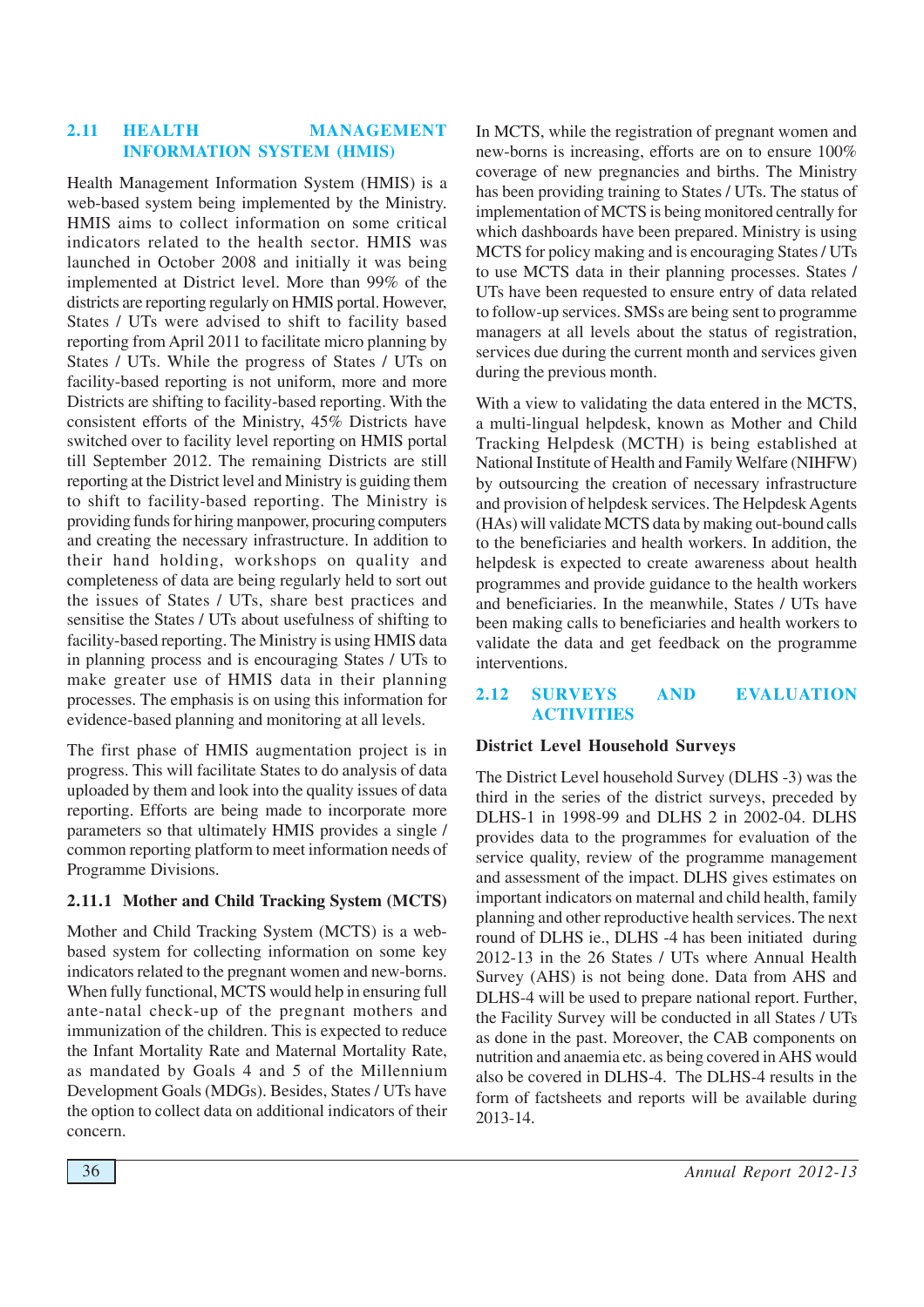## 2.11 HEALTH MANAGEMENT INFORMATION SYSTEM (HMIS)

Health Management Information System (HMIS) is a web-based system being implemented by the Ministry. HMIS aims to collect information on some critical indicators related to the health sector. HMIS was launched in October 2008 and initially it was being implemented at District level. More than 99% of the districts are reporting regularly on HMIS portal. However, States / UTs were advised to shift to facility based reporting from April 2011 to facilitate micro planning by States / UTs. While the progress of States / UTs on facility-based reporting is not uniform, more and more Districts are shifting to facility-based reporting. With the consistent efforts of the Ministry, 45% Districts have switched over to facility level reporting on HMIS portal till September 2012. The remaining Districts are still reporting at the District level and Ministry is guiding them to shift to facility-based reporting. The Ministry is providing funds for hiring manpower, procuring computers and creating the necessary infrastructure. In addition to their hand holding, workshops on quality and completeness of data are being regularly held to sort out the issues of States / UTs, share best practices and sensitise the States / UTs about usefulness of shifting to facility-based reporting. The Ministry is using HMIS data in planning process and is encouraging States / UTs to make greater use of HMIS data in their planning processes. The emphasis is on using this information for evidence-based planning and monitoring at all levels.

The first phase of HMIS augmentation project is in progress. This will facilitate States to do analysis of data uploaded by them and look into the quality issues of data reporting. Efforts are being made to incorporate more parameters so that ultimately HMIS provides a single / common reporting platform to meet information needs of Programme Divisions.

### 2.11.1 Mother and Child Tracking System (MCTS)

Mother and Child Tracking System (MCTS) is a web-based system for collecting information on some key indicators related to the pregnant women and new-borns. When fully functional, MCTS would help in ensuring full ante-natal check-up of the pregnant mothers and immunization of the children. This is expected to reduce the Infant Mortality Rate and Maternal Mortality Rate, as mandated by Goals 4 and 5 of the Millennium Development Goals (MDGs). Besides, States / UTs have the option to collect data on additional indicators of their concern.

In MCTS, while the registration of pregnant women and new-borns is increasing, efforts are on to ensure 100% coverage of new pregnancies and births. The Ministry has been providing training to States / UTs. The status of implementation of MCTS is being monitored centrally for which dashboards have been prepared. Ministry is using MCTS for policy making and is encouraging States / UTs to use MCTS data in their planning processes. States / UTs have been requested to ensure entry of data related to follow-up services. SMSs are being sent to programme managers at all levels about the status of registration, services due during the current month and services given during the previous month.

With a view to validating the data entered in the MCTS, a multi-lingual helpdesk, known as Mother and Child Tracking Helpdesk (MCTH) is being established at National Institute of Health and Family Welfare (NIHFW) by outsourcing the creation of necessary infrastructure and provision of helpdesk services. The Helpdesk Agents (HAs) will validate MCTS data by making out-bound calls to the beneficiaries and health workers. In addition, the helpdesk is expected to create awareness about health programmes and provide guidance to the health workers and beneficiaries. In the meanwhile, States / UTs have been making calls to beneficiaries and health workers to validate the data and get feedback on the programme interventions.

## 2.12 SURVEYS AND EVALUATION ACTIVITIES

**District Level Household Surveys**

The District Level household Survey (DLHS -3) was the third in the series of the district surveys, preceded by DLHS-1 in 1998-99 and DLHS 2 in 2002-04. DLHS provides data to the programmes for evaluation of the service quality, review of the programme management and assessment of the impact. DLHS gives estimates on important indicators on maternal and child health, family planning and other reproductive health services. The next round of DLHS ie., DLHS -4 has been initiated during 2012-13 in the 26 States / UTs where Annual Health Survey (AHS) is not being done. Data from AHS and DLHS-4 will be used to prepare national report. Further, the Facility Survey will be conducted in all States / UTs as done in the past. Moreover, the CAB components on nutrition and anaemia etc. as being covered in AHS would also be covered in DLHS-4. The DLHS-4 results in the form of factsheets and reports will be available during 2013-14.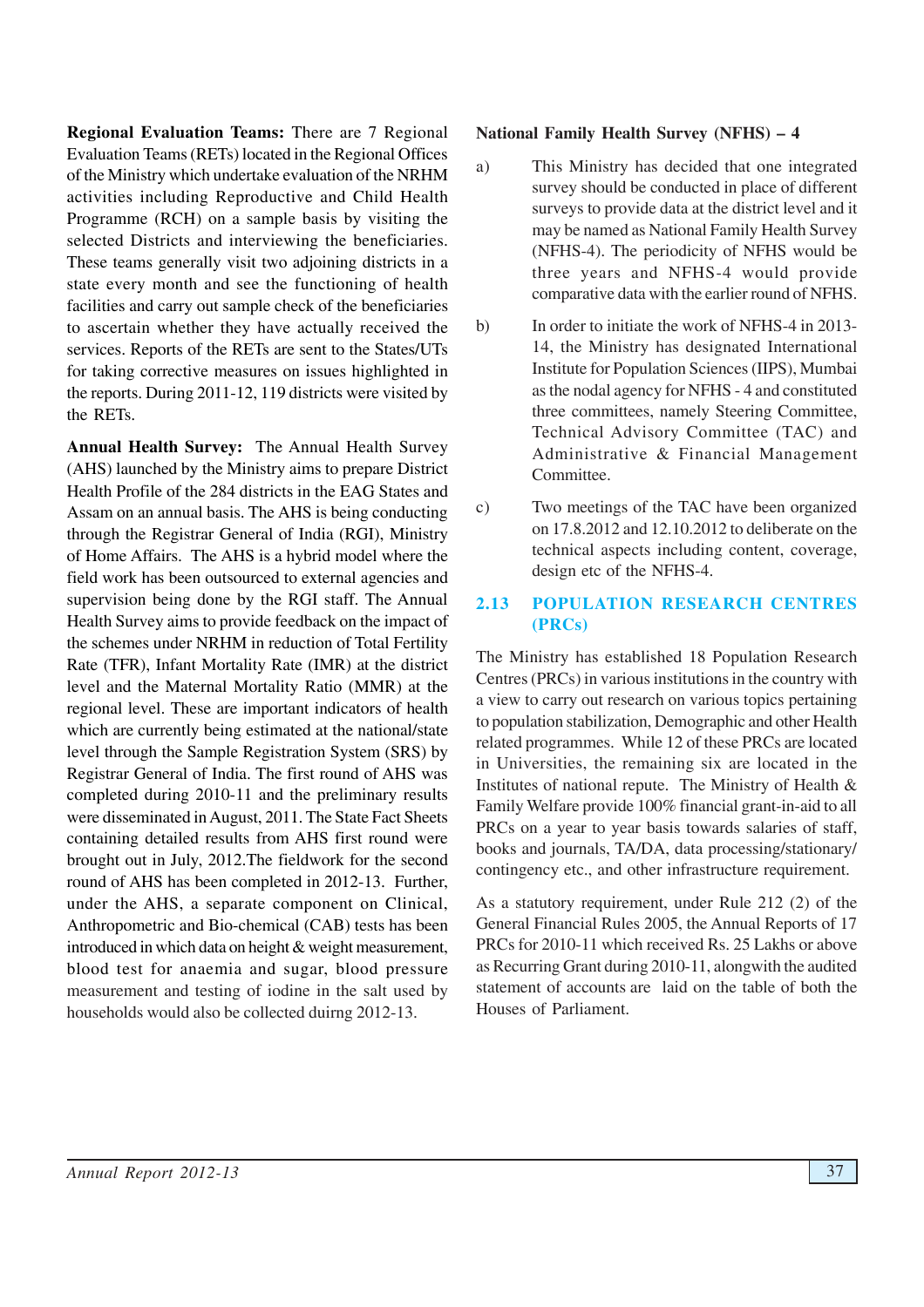**Regional Evaluation Teams:** There are 7 Regional Evaluation Teams (RETs) located in the Regional Offices of the Ministry which undertake evaluation of the NRHM activities including Reproductive and Child Health Programme (RCH) on a sample basis by visiting the selected Districts and interviewing the beneficiaries. These teams generally visit two adjoining districts in a state every month and see the functioning of health facilities and carry out sample check of the beneficiaries to ascertain whether they have actually received the services. Reports of the RETs are sent to the States/UTs for taking corrective measures on issues highlighted in the reports. During 2011-12, 119 districts were visited by the RETs.

**Annual Health Survey:** The Annual Health Survey (AHS) launched by the Ministry aims to prepare District Health Profile of the 284 districts in the EAG States and Assam on an annual basis. The AHS is being conducting through the Registrar General of India (RGI), Ministry of Home Affairs. The AHS is a hybrid model where the field work has been outsourced to external agencies and supervision being done by the RGI staff. The Annual Health Survey aims to provide feedback on the impact of the schemes under NRHM in reduction of Total Fertility Rate (TFR), Infant Mortality Rate (IMR) at the district level and the Maternal Mortality Ratio (MMR) at the regional level. These are important indicators of health which are currently being estimated at the national/state level through the Sample Registration System (SRS) by Registrar General of India. The first round of AHS was completed during 2010-11 and the preliminary results were disseminated in August, 2011. The State Fact Sheets containing detailed results from AHS first round were brought out in July, 2012.The fieldwork for the second round of AHS has been completed in 2012-13. Further, under the AHS, a separate component on Clinical, Anthropometric and Bio-chemical (CAB) tests has been introduced in which data on height & weight measurement, blood test for anaemia and sugar, blood pressure measurement and testing of iodine in the salt used by households would also be collected duirng 2012-13.

**National Family Health Survey (NFHS) – 4**

a) This Ministry has decided that one integrated survey should be conducted in place of different surveys to provide data at the district level and it may be named as National Family Health Survey (NFHS-4). The periodicity of NFHS would be three years and NFHS-4 would provide comparative data with the earlier round of NFHS.

b) In order to initiate the work of NFHS-4 in 2013-14, the Ministry has designated International Institute for Population Sciences (IIPS), Mumbai as the nodal agency for NFHS - 4 and constituted three committees, namely Steering Committee, Technical Advisory Committee (TAC) and Administrative & Financial Management Committee.

c) Two meetings of the TAC have been organized on 17.8.2012 and 12.10.2012 to deliberate on the technical aspects including content, coverage, design etc of the NFHS-4.

## 2.13 POPULATION RESEARCH CENTRES (PRCs)

The Ministry has established 18 Population Research Centres (PRCs) in various institutions in the country with a view to carry out research on various topics pertaining to population stabilization, Demographic and other Health related programmes. While 12 of these PRCs are located in Universities, the remaining six are located in the Institutes of national repute. The Ministry of Health & Family Welfare provide 100% financial grant-in-aid to all PRCs on a year to year basis towards salaries of staff, books and journals, TA/DA, data processing/stationary/ contingency etc., and other infrastructure requirement.

As a statutory requirement, under Rule 212 (2) of the General Financial Rules 2005, the Annual Reports of 17 PRCs for 2010-11 which received Rs. 25 Lakhs or above as Recurring Grant during 2010-11, alongwith the audited statement of accounts are laid on the table of both the Houses of Parliament.